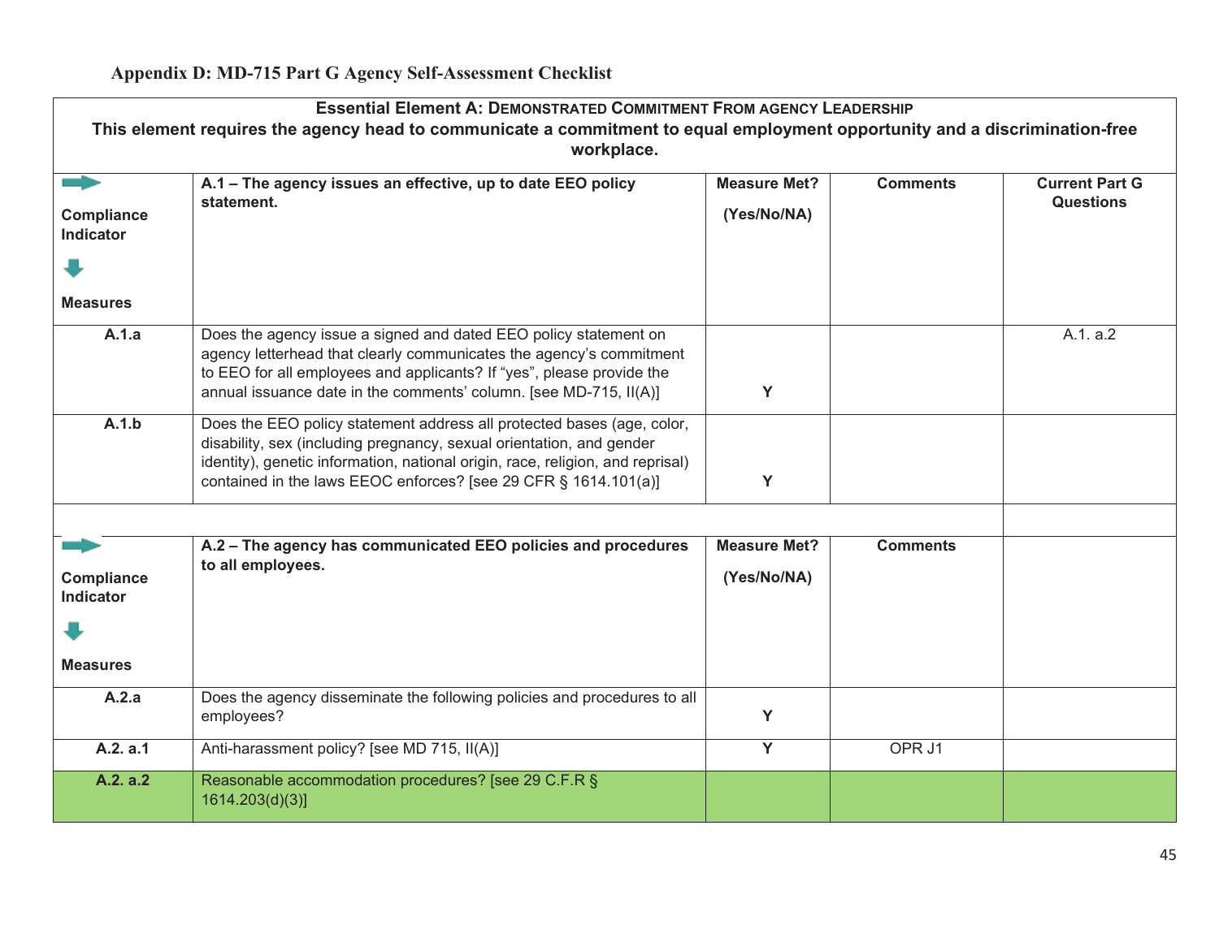## Appendix D: MD-715 Part G Agency Self-Assessment Checklist

| **Essential Element A: Demonstrated Commitment From Agency Leadership**<br>**This element requires the agency head to communicate a commitment to equal employment opportunity and a discrimination-free workplace.** | | | | |
|---|---|---|---|---|
| **Compliance Indicator**<br>**Measures** | **A.1 – The agency issues an effective, up to date EEO policy statement.** | **Measure Met?**<br>**(Yes/No/NA)** | **Comments** | **Current Part G Questions** |
| **A.1.a** | Does the agency issue a signed and dated EEO policy statement on agency letterhead that clearly communicates the agency's commitment to EEO for all employees and applicants? If "yes", please provide the annual issuance date in the comments' column. [see MD-715, II(A)] | **Y** | | A.1. a.2 |
| **A.1.b** | Does the EEO policy statement address all protected bases (age, color, disability, sex (including pregnancy, sexual orientation, and gender identity), genetic information, national origin, race, religion, and reprisal) contained in the laws EEOC enforces? [see 29 CFR § 1614.101(a)] | **Y** | | |
| | | | | |
| **Compliance Indicator**<br>**Measures** | **A.2 – The agency has communicated EEO policies and procedures to all employees.** | **Measure Met?**<br>**(Yes/No/NA)** | **Comments** | |
| **A.2.a** | Does the agency disseminate the following policies and procedures to all employees? | **Y** | | |
| **A.2. a.1** | Anti-harassment policy? [see MD 715, II(A)] | **Y** | OPR J1 | |
| **A.2. a.2** | Reasonable accommodation procedures? [see 29 C.F.R § 1614.203(d)(3)] | | | |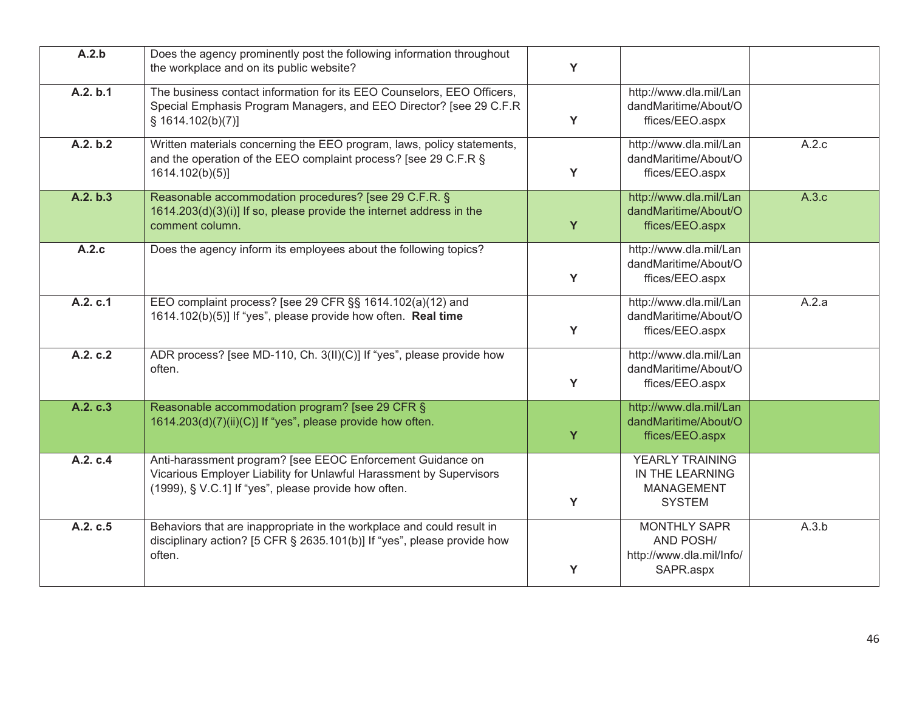| | | | | |
|---|---|---|---|---|
| **A.2.b** | Does the agency prominently post the following information throughout the workplace and on its public website? | **Y** | | |
| **A.2. b.1** | The business contact information for its EEO Counselors, EEO Officers, Special Emphasis Program Managers, and EEO Director? [see 29 C.F.R § 1614.102(b)(7)] | **Y** | http://www.dla.mil/LandandMaritime/About/Offices/EEO.aspx | |
| **A.2. b.2** | Written materials concerning the EEO program, laws, policy statements, and the operation of the EEO complaint process? [see 29 C.F.R § 1614.102(b)(5)] | **Y** | http://www.dla.mil/LandandMaritime/About/Offices/EEO.aspx | A.2.c |
| **A.2. b.3** | Reasonable accommodation procedures? [see 29 C.F.R. § 1614.203(d)(3)(i)] If so, please provide the internet address in the comment column. | **Y** | http://www.dla.mil/LandandMaritime/About/Offices/EEO.aspx | A.3.c |
| **A.2.c** | Does the agency inform its employees about the following topics? | **Y** | http://www.dla.mil/LandandMaritime/About/Offices/EEO.aspx | |
| **A.2. c.1** | EEO complaint process? [see 29 CFR §§ 1614.102(a)(12) and 1614.102(b)(5)] If "yes", please provide how often. **Real time** | **Y** | http://www.dla.mil/LandandMaritime/About/Offices/EEO.aspx | A.2.a |
| **A.2. c.2** | ADR process? [see MD-110, Ch. 3(II)(C)] If "yes", please provide how often. | **Y** | http://www.dla.mil/LandandMaritime/About/Offices/EEO.aspx | |
| **A.2. c.3** | Reasonable accommodation program? [see 29 CFR § 1614.203(d)(7)(ii)(C)] If "yes", please provide how often. | **Y** | http://www.dla.mil/LandandMaritime/About/Offices/EEO.aspx | |
| **A.2. c.4** | Anti-harassment program? [see EEOC Enforcement Guidance on Vicarious Employer Liability for Unlawful Harassment by Supervisors (1999), § V.C.1] If "yes", please provide how often. | **Y** | YEARLY TRAINING IN THE LEARNING MANAGEMENT SYSTEM | |
| **A.2. c.5** | Behaviors that are inappropriate in the workplace and could result in disciplinary action? [5 CFR § 2635.101(b)] If "yes", please provide how often. | **Y** | MONTHLY SAPR AND POSH/ http://www.dla.mil/Info/SAPR.aspx | A.3.b |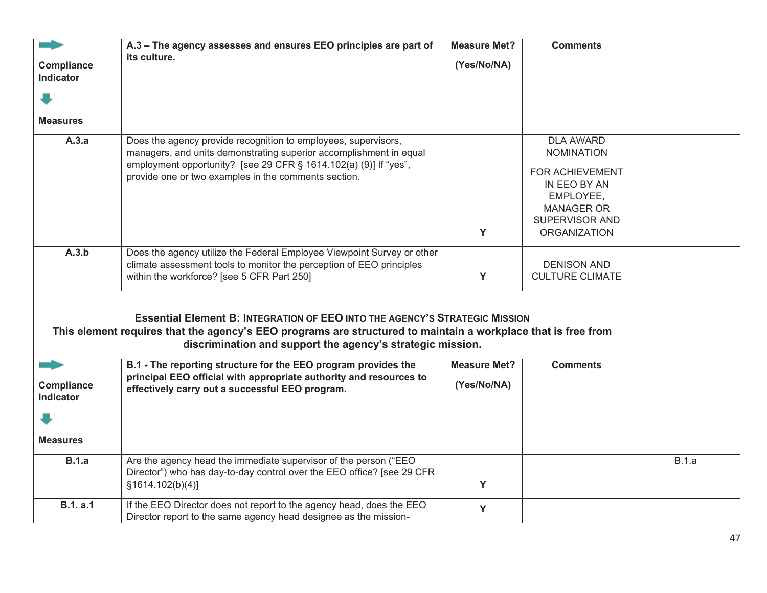| Compliance Indicator / Measures | A.3 – The agency assesses and ensures EEO principles are part of its culture. | Measure Met? (Yes/No/NA) | Comments | |
|---|---|---|---|---|
| A.3.a | Does the agency provide recognition to employees, supervisors, managers, and units demonstrating superior accomplishment in equal employment opportunity? [see 29 CFR § 1614.102(a) (9)] If "yes", provide one or two examples in the comments section. | Y | DLA AWARD NOMINATION FOR ACHIEVEMENT IN EEO BY AN EMPLOYEE, MANAGER OR SUPERVISOR AND ORGANIZATION | |
| A.3.b | Does the agency utilize the Federal Employee Viewpoint Survey or other climate assessment tools to monitor the perception of EEO principles within the workforce? [see 5 CFR Part 250] | Y | DENISON AND CULTURE CLIMATE | |

**Essential Element B: Integration of EEO into the Agency's Strategic Mission**

**This element requires that the agency's EEO programs are structured to maintain a workplace that is free from discrimination and support the agency's strategic mission.**

| Compliance Indicator / Measures | B.1 - The reporting structure for the EEO program provides the principal EEO official with appropriate authority and resources to effectively carry out a successful EEO program. | Measure Met? (Yes/No/NA) | Comments | |
|---|---|---|---|---|
| B.1.a | Are the agency head the immediate supervisor of the person ("EEO Director") who has day-to-day control over the EEO office? [see 29 CFR §1614.102(b)(4)] | Y | | B.1.a |
| B.1. a.1 | If the EEO Director does not report to the agency head, does the EEO Director report to the same agency head designee as the mission- | Y | | |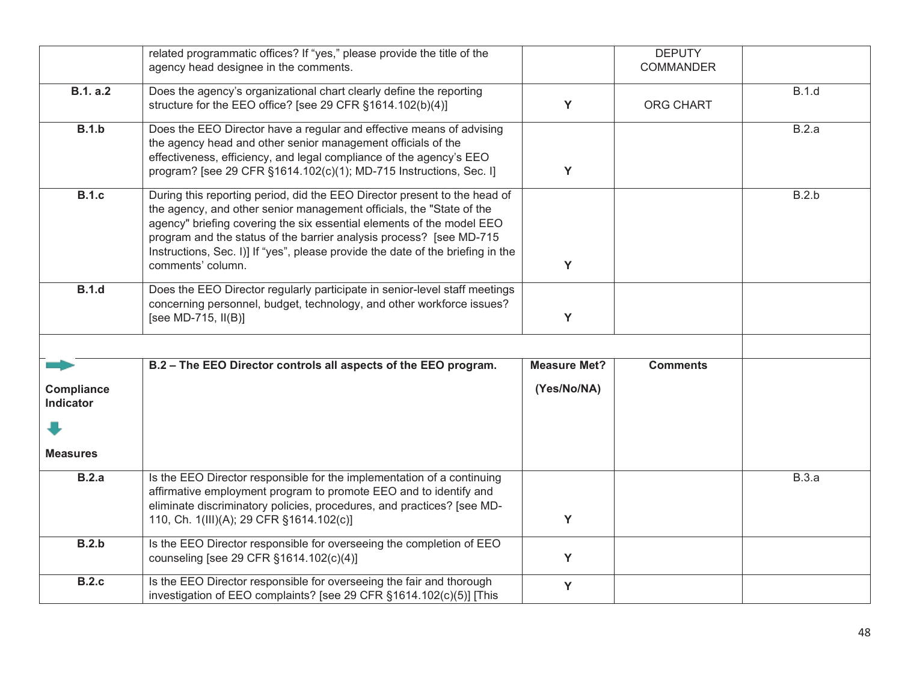| | | | | |
|---|---|---|---|---|
| | related programmatic offices? If "yes," please provide the title of the agency head designee in the comments. | | DEPUTY COMMANDER | |
| **B.1. a.2** | Does the agency's organizational chart clearly define the reporting structure for the EEO office? [see 29 CFR §1614.102(b)(4)] | Y | ORG CHART | B.1.d |
| **B.1.b** | Does the EEO Director have a regular and effective means of advising the agency head and other senior management officials of the effectiveness, efficiency, and legal compliance of the agency's EEO program? [see 29 CFR §1614.102(c)(1); MD-715 Instructions, Sec. I] | Y | | B.2.a |
| **B.1.c** | During this reporting period, did the EEO Director present to the head of the agency, and other senior management officials, the "State of the agency" briefing covering the six essential elements of the model EEO program and the status of the barrier analysis process? [see MD-715 Instructions, Sec. I)] If "yes", please provide the date of the briefing in the comments' column. | Y | | B.2.b |
| **B.1.d** | Does the EEO Director regularly participate in senior-level staff meetings concerning personnel, budget, technology, and other workforce issues? [see MD-715, II(B)] | Y | | |
| | | | | |
| **Compliance Indicator** <br> **Measures** | **B.2 – The EEO Director controls all aspects of the EEO program.** | **Measure Met? (Yes/No/NA)** | **Comments** | |
| **B.2.a** | Is the EEO Director responsible for the implementation of a continuing affirmative employment program to promote EEO and to identify and eliminate discriminatory policies, procedures, and practices? [see MD-110, Ch. 1(III)(A); 29 CFR §1614.102(c)] | Y | | B.3.a |
| **B.2.b** | Is the EEO Director responsible for overseeing the completion of EEO counseling [see 29 CFR §1614.102(c)(4)] | Y | | |
| **B.2.c** | Is the EEO Director responsible for overseeing the fair and thorough investigation of EEO complaints? [see 29 CFR §1614.102(c)(5)] [This | Y | | |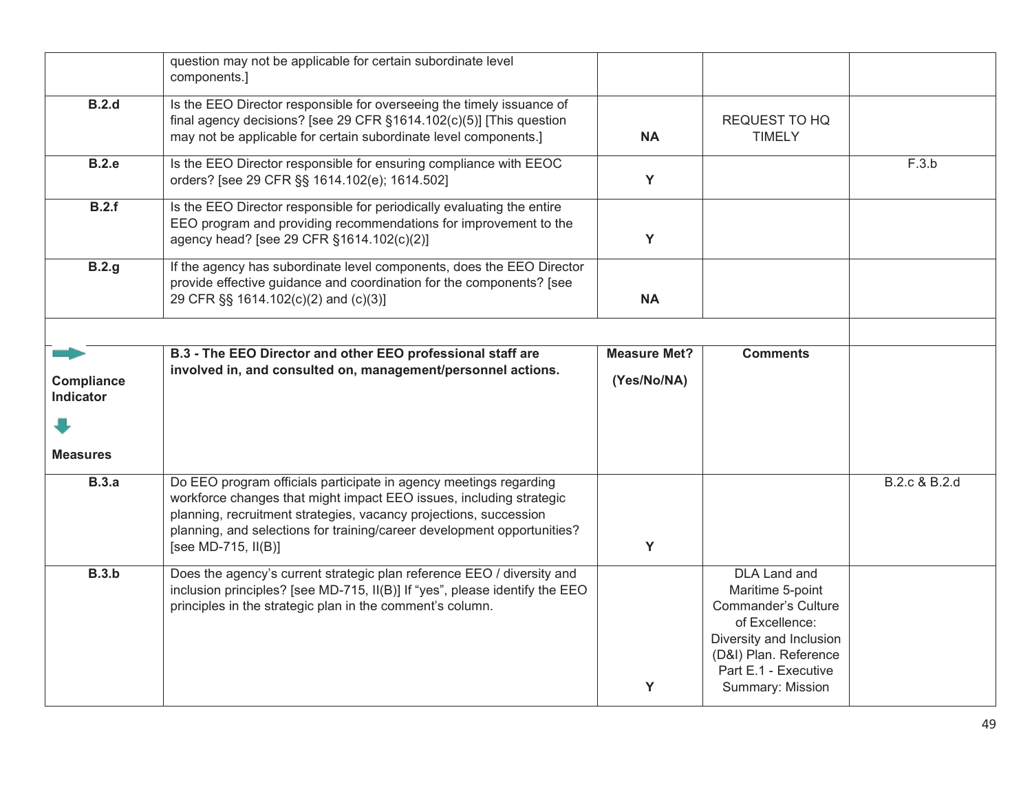| | | | | |
|---|---|---|---|---|
| | question may not be applicable for certain subordinate level components.] | | | |
| **B.2.d** | Is the EEO Director responsible for overseeing the timely issuance of final agency decisions? [see 29 CFR §1614.102(c)(5)] [This question may not be applicable for certain subordinate level components.] | **NA** | REQUEST TO HQ TIMELY | |
| **B.2.e** | Is the EEO Director responsible for ensuring compliance with EEOC orders? [see 29 CFR §§ 1614.102(e); 1614.502] | **Y** | | F.3.b |
| **B.2.f** | Is the EEO Director responsible for periodically evaluating the entire EEO program and providing recommendations for improvement to the agency head? [see 29 CFR §1614.102(c)(2)] | **Y** | | |
| **B.2.g** | If the agency has subordinate level components, does the EEO Director provide effective guidance and coordination for the components? [see 29 CFR §§ 1614.102(c)(2) and (c)(3)] | **NA** | | |
| | | | | |
| **Compliance Indicator** / **Measures** | **B.3 - The EEO Director and other EEO professional staff are involved in, and consulted on, management/personnel actions.** | **Measure Met? (Yes/No/NA)** | **Comments** | |
| **B.3.a** | Do EEO program officials participate in agency meetings regarding workforce changes that might impact EEO issues, including strategic planning, recruitment strategies, vacancy projections, succession planning, and selections for training/career development opportunities? [see MD-715, II(B)] | **Y** | | B.2.c & B.2.d |
| **B.3.b** | Does the agency's current strategic plan reference EEO / diversity and inclusion principles? [see MD-715, II(B)] If "yes", please identify the EEO principles in the strategic plan in the comment's column. | **Y** | DLA Land and Maritime 5-point Commander's Culture of Excellence: Diversity and Inclusion (D&I) Plan. Reference Part E.1 - Executive Summary: Mission | |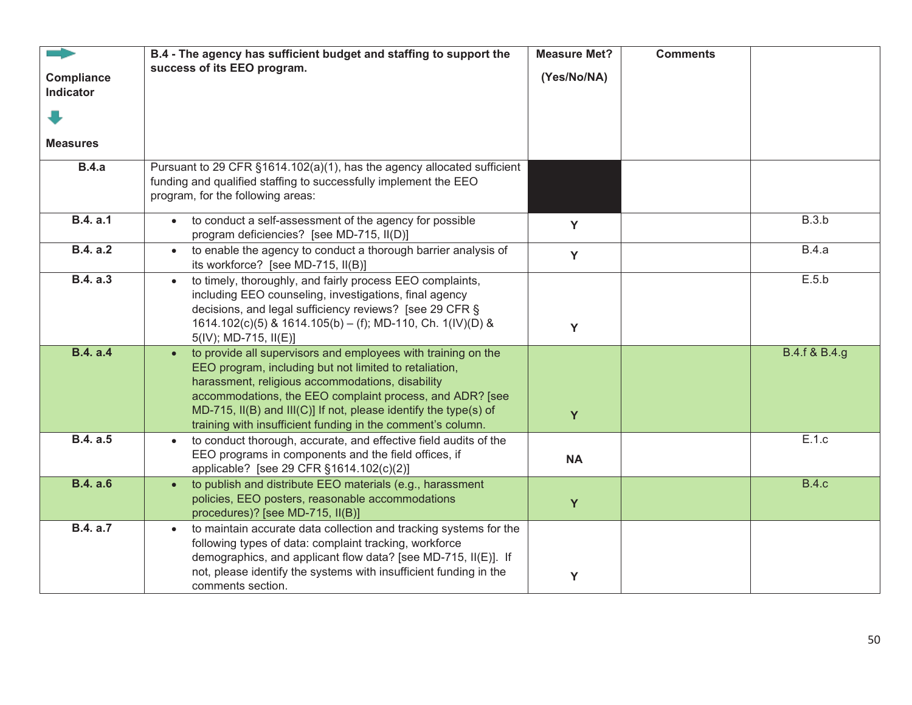| Compliance Indicator<br>Measures | B.4 - The agency has sufficient budget and staffing to support the success of its EEO program. | Measure Met? (Yes/No/NA) | Comments | |
|---|---|---|---|---|
| B.4.a | Pursuant to 29 CFR §1614.102(a)(1), has the agency allocated sufficient funding and qualified staffing to successfully implement the EEO program, for the following areas: | | | |
| B.4. a.1 | • to conduct a self-assessment of the agency for possible program deficiencies? [see MD-715, II(D)] | Y | | B.3.b |
| B.4. a.2 | • to enable the agency to conduct a thorough barrier analysis of its workforce? [see MD-715, II(B)] | Y | | B.4.a |
| B.4. a.3 | • to timely, thoroughly, and fairly process EEO complaints, including EEO counseling, investigations, final agency decisions, and legal sufficiency reviews? [see 29 CFR § 1614.102(c)(5) & 1614.105(b) – (f); MD-110, Ch. 1(IV)(D) & 5(IV); MD-715, II(E)] | Y | | E.5.b |
| B.4. a.4 | • to provide all supervisors and employees with training on the EEO program, including but not limited to retaliation, harassment, religious accommodations, disability accommodations, the EEO complaint process, and ADR? [see MD-715, II(B) and III(C)] If not, please identify the type(s) of training with insufficient funding in the comment's column. | Y | | B.4.f & B.4.g |
| B.4. a.5 | • to conduct thorough, accurate, and effective field audits of the EEO programs in components and the field offices, if applicable? [see 29 CFR §1614.102(c)(2)] | NA | | E.1.c |
| B.4. a.6 | • to publish and distribute EEO materials (e.g., harassment policies, EEO posters, reasonable accommodations procedures)? [see MD-715, II(B)] | Y | | B.4.c |
| B.4. a.7 | • to maintain accurate data collection and tracking systems for the following types of data: complaint tracking, workforce demographics, and applicant flow data? [see MD-715, II(E)]. If not, please identify the systems with insufficient funding in the comments section. | Y | | |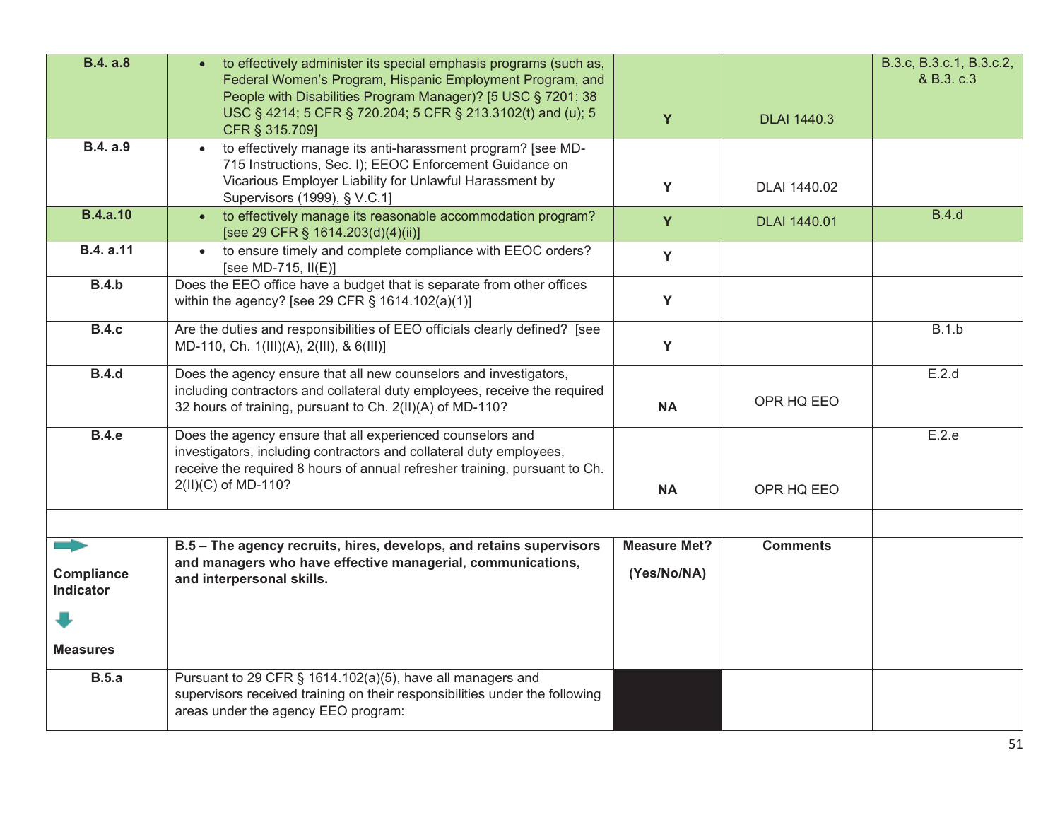| | | | | |
|---|---|---|---|---|
| **B.4. a.8** | • to effectively administer its special emphasis programs (such as, Federal Women's Program, Hispanic Employment Program, and People with Disabilities Program Manager)? [5 USC § 7201; 38 USC § 4214; 5 CFR § 720.204; 5 CFR § 213.3102(t) and (u); 5 CFR § 315.709] | **Y** | DLAI 1440.3 | B.3.c, B.3.c.1, B.3.c.2, & B.3. c.3 |
| **B.4. a.9** | • to effectively manage its anti-harassment program? [see MD-715 Instructions, Sec. I); EEOC Enforcement Guidance on Vicarious Employer Liability for Unlawful Harassment by Supervisors (1999), § V.C.1] | **Y** | DLAI 1440.02 | |
| **B.4.a.10** | • to effectively manage its reasonable accommodation program? [see 29 CFR § 1614.203(d)(4)(ii)] | **Y** | DLAI 1440.01 | B.4.d |
| **B.4. a.11** | • to ensure timely and complete compliance with EEOC orders? [see MD-715, II(E)] | **Y** | | |
| **B.4.b** | Does the EEO office have a budget that is separate from other offices within the agency? [see 29 CFR § 1614.102(a)(1)] | **Y** | | |
| **B.4.c** | Are the duties and responsibilities of EEO officials clearly defined? [see MD-110, Ch. 1(III)(A), 2(III), & 6(III)] | **Y** | | B.1.b |
| **B.4.d** | Does the agency ensure that all new counselors and investigators, including contractors and collateral duty employees, receive the required 32 hours of training, pursuant to Ch. 2(II)(A) of MD-110? | **NA** | OPR HQ EEO | E.2.d |
| **B.4.e** | Does the agency ensure that all experienced counselors and investigators, including contractors and collateral duty employees, receive the required 8 hours of annual refresher training, pursuant to Ch. 2(II)(C) of MD-110? | **NA** | OPR HQ EEO | E.2.e |
| | | | | |
| **Compliance Indicator** / **Measures** | **B.5 – The agency recruits, hires, develops, and retains supervisors and managers who have effective managerial, communications, and interpersonal skills.** | **Measure Met? (Yes/No/NA)** | **Comments** | |
| **B.5.a** | Pursuant to 29 CFR § 1614.102(a)(5), have all managers and supervisors received training on their responsibilities under the following areas under the agency EEO program: | | | |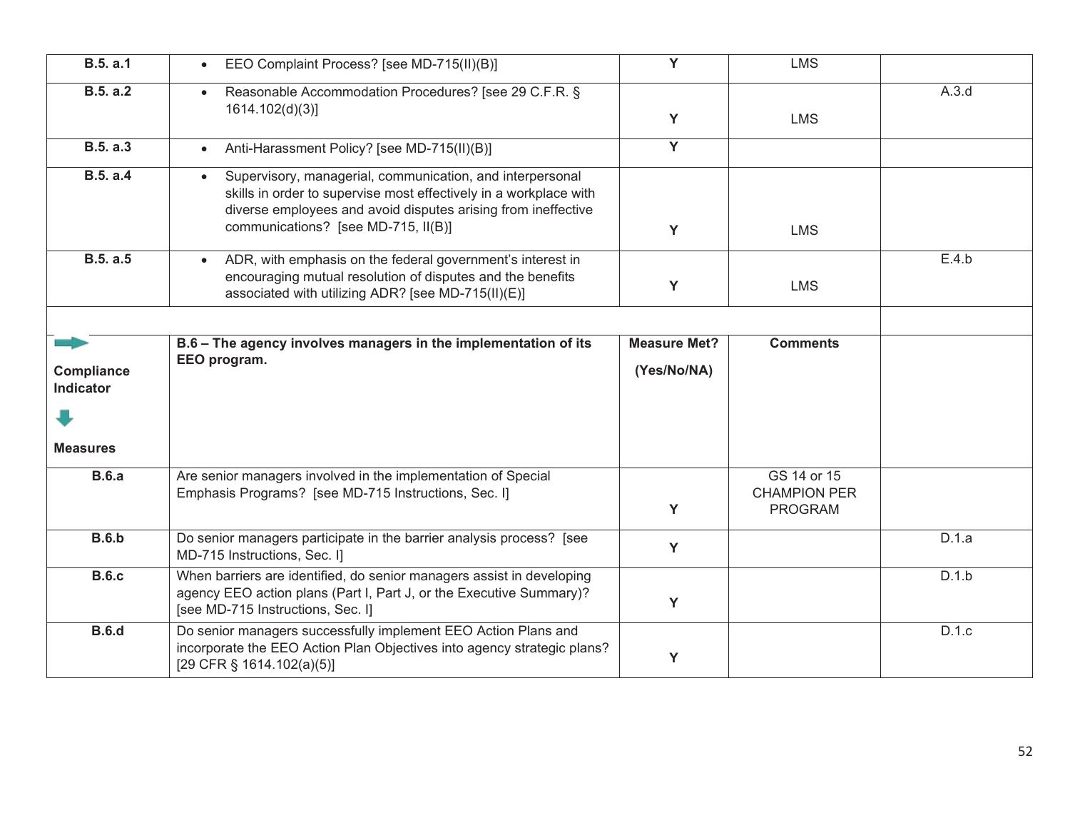| | | | | |
|---|---|---|---|---|
| **B.5. a.1** | • EEO Complaint Process? [see MD-715(II)(B)] | **Y** | LMS | |
| **B.5. a.2** | • Reasonable Accommodation Procedures? [see 29 C.F.R. § 1614.102(d)(3)] | **Y** | LMS | A.3.d |
| **B.5. a.3** | • Anti-Harassment Policy? [see MD-715(II)(B)] | **Y** | | |
| **B.5. a.4** | • Supervisory, managerial, communication, and interpersonal skills in order to supervise most effectively in a workplace with diverse employees and avoid disputes arising from ineffective communications? [see MD-715, II(B)] | **Y** | LMS | |
| **B.5. a.5** | • ADR, with emphasis on the federal government's interest in encouraging mutual resolution of disputes and the benefits associated with utilizing ADR? [see MD-715(II)(E)] | **Y** | LMS | E.4.b |
| | | | | |
| **Compliance Indicator** → **Measures** | **B.6 – The agency involves managers in the implementation of its EEO program.** | **Measure Met? (Yes/No/NA)** | **Comments** | |
| **B.6.a** | Are senior managers involved in the implementation of Special Emphasis Programs? [see MD-715 Instructions, Sec. I] | **Y** | GS 14 or 15 CHAMPION PER PROGRAM | |
| **B.6.b** | Do senior managers participate in the barrier analysis process? [see MD-715 Instructions, Sec. I] | **Y** | | D.1.a |
| **B.6.c** | When barriers are identified, do senior managers assist in developing agency EEO action plans (Part I, Part J, or the Executive Summary)? [see MD-715 Instructions, Sec. I] | **Y** | | D.1.b |
| **B.6.d** | Do senior managers successfully implement EEO Action Plans and incorporate the EEO Action Plan Objectives into agency strategic plans? [29 CFR § 1614.102(a)(5)] | **Y** | | D.1.c |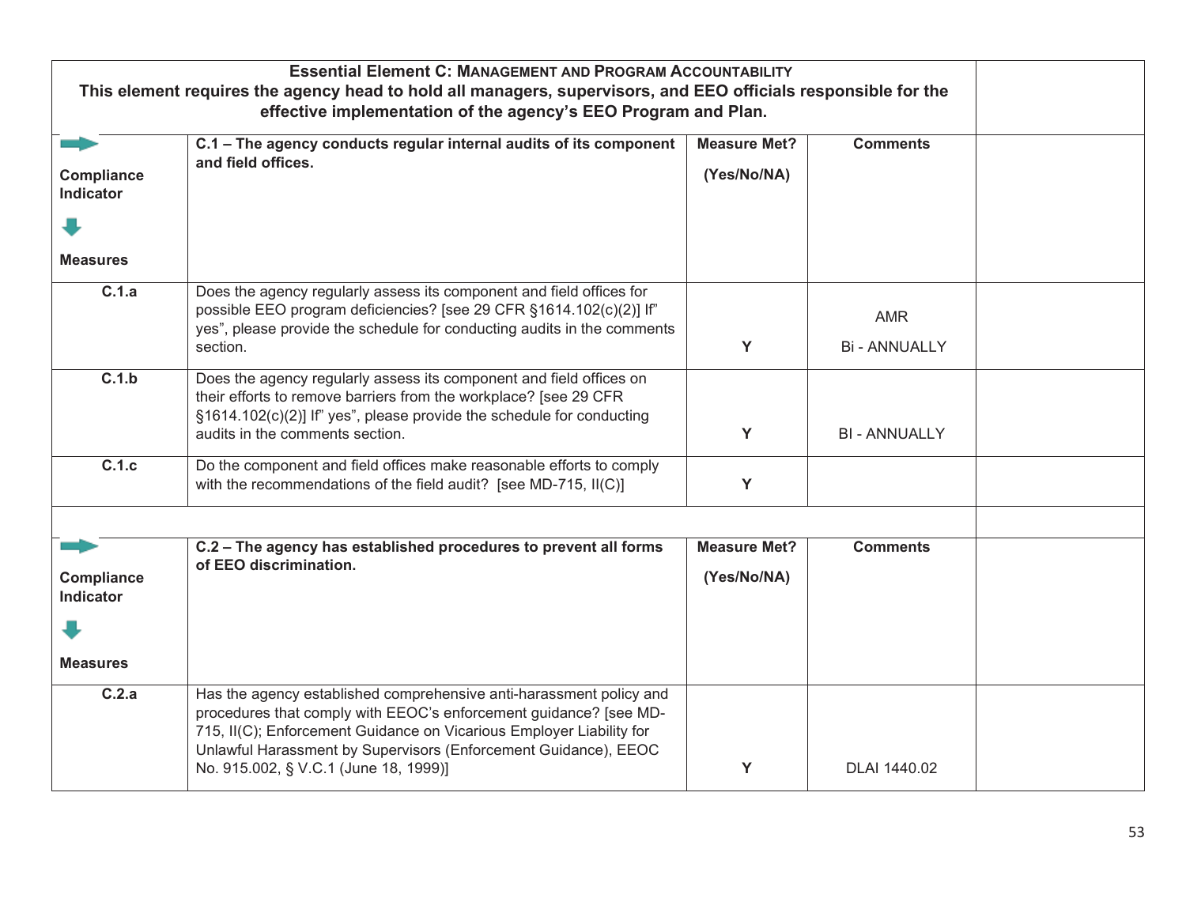| **Essential Element C: MANAGEMENT AND PROGRAM ACCOUNTABILITY**<br>**This element requires the agency head to hold all managers, supervisors, and EEO officials responsible for the effective implementation of the agency's EEO Program and Plan.** | | | | |
|---|---|---|---|---|
| **Compliance Indicator**<br><br>**Measures** | **C.1 – The agency conducts regular internal audits of its component and field offices.** | **Measure Met?**<br><br>**(Yes/No/NA)** | **Comments** | |
| **C.1.a** | Does the agency regularly assess its component and field offices for possible EEO program deficiencies? [see 29 CFR §1614.102(c)(2)] If" yes", please provide the schedule for conducting audits in the comments section. | Y | AMR<br><br>Bi - ANNUALLY | |
| **C.1.b** | Does the agency regularly assess its component and field offices on their efforts to remove barriers from the workplace? [see 29 CFR §1614.102(c)(2)] If" yes", please provide the schedule for conducting audits in the comments section. | Y | BI - ANNUALLY | |
| **C.1.c** | Do the component and field offices make reasonable efforts to comply with the recommendations of the field audit? [see MD-715, II(C)] | Y | | |
| | | | | |
| **Compliance Indicator**<br><br>**Measures** | **C.2 – The agency has established procedures to prevent all forms of EEO discrimination.** | **Measure Met?**<br><br>**(Yes/No/NA)** | **Comments** | |
| **C.2.a** | Has the agency established comprehensive anti-harassment policy and procedures that comply with EEOC's enforcement guidance? [see MD-715, II(C); Enforcement Guidance on Vicarious Employer Liability for Unlawful Harassment by Supervisors (Enforcement Guidance), EEOC No. 915.002, § V.C.1 (June 18, 1999)] | Y | DLAI 1440.02 | |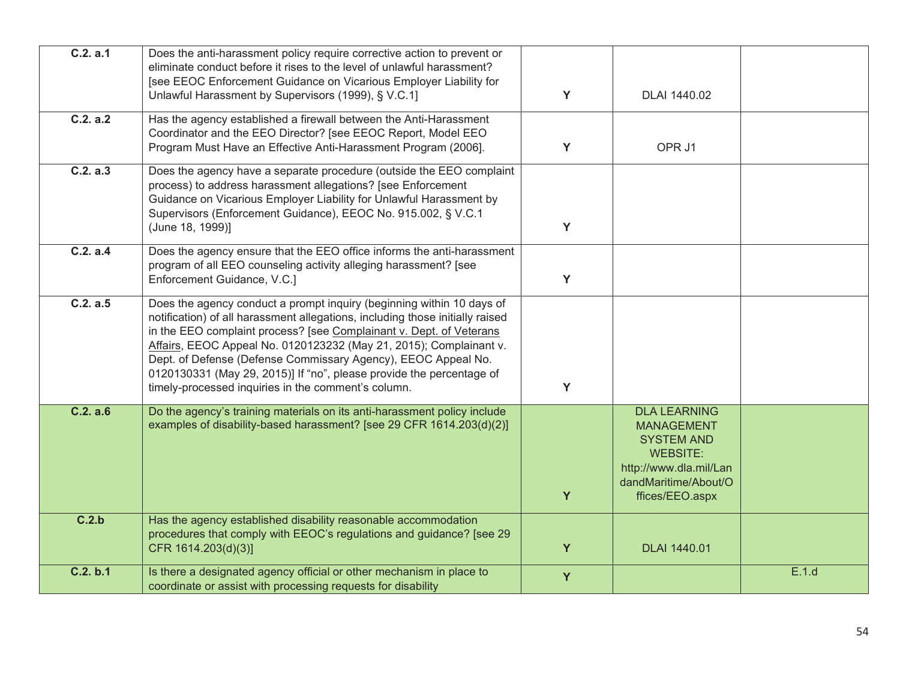| | | | | |
|---|---|---|---|---|
| **C.2. a.1** | Does the anti-harassment policy require corrective action to prevent or eliminate conduct before it rises to the level of unlawful harassment? [see EEOC Enforcement Guidance on Vicarious Employer Liability for Unlawful Harassment by Supervisors (1999), § V.C.1] | **Y** | DLAI 1440.02 | |
| **C.2. a.2** | Has the agency established a firewall between the Anti-Harassment Coordinator and the EEO Director? [see EEOC Report, Model EEO Program Must Have an Effective Anti-Harassment Program (2006]. | **Y** | OPR J1 | |
| **C.2. a.3** | Does the agency have a separate procedure (outside the EEO complaint process) to address harassment allegations? [see Enforcement Guidance on Vicarious Employer Liability for Unlawful Harassment by Supervisors (Enforcement Guidance), EEOC No. 915.002, § V.C.1 (June 18, 1999)] | **Y** | | |
| **C.2. a.4** | Does the agency ensure that the EEO office informs the anti-harassment program of all EEO counseling activity alleging harassment? [see Enforcement Guidance, V.C.] | **Y** | | |
| **C.2. a.5** | Does the agency conduct a prompt inquiry (beginning within 10 days of notification) of all harassment allegations, including those initially raised in the EEO complaint process? [see Complainant v. Dept. of Veterans Affairs, EEOC Appeal No. 0120123232 (May 21, 2015); Complainant v. Dept. of Defense (Defense Commissary Agency), EEOC Appeal No. 0120130331 (May 29, 2015)] If "no", please provide the percentage of timely-processed inquiries in the comment's column. | **Y** | | |
| **C.2. a.6** | Do the agency's training materials on its anti-harassment policy include examples of disability-based harassment? [see 29 CFR 1614.203(d)(2)] | **Y** | DLA LEARNING MANAGEMENT SYSTEM AND WEBSITE: http://www.dla.mil/LandandMaritime/About/Offices/EEO.aspx | |
| **C.2.b** | Has the agency established disability reasonable accommodation procedures that comply with EEOC's regulations and guidance? [see 29 CFR 1614.203(d)(3)] | **Y** | DLAI 1440.01 | |
| **C.2. b.1** | Is there a designated agency official or other mechanism in place to coordinate or assist with processing requests for disability | **Y** | | E.1.d |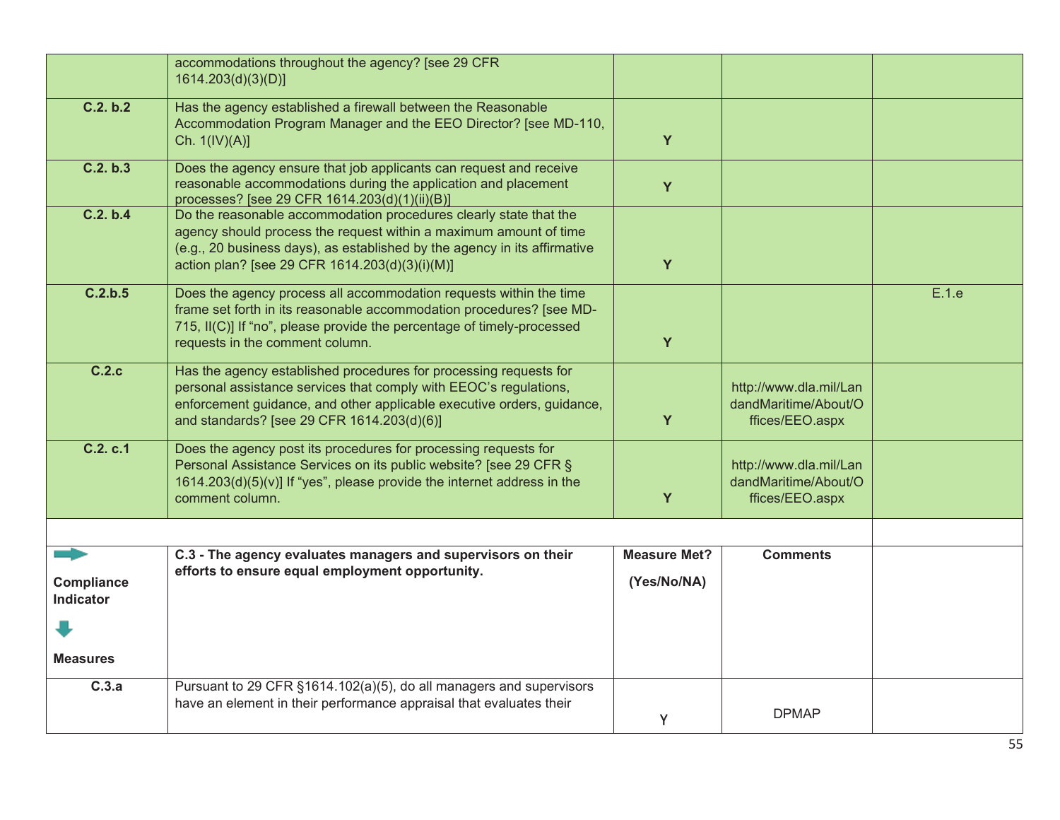| | | | | |
|---|---|---|---|---|
| | accommodations throughout the agency? [see 29 CFR 1614.203(d)(3)(D)] | | | |
| C.2. b.2 | Has the agency established a firewall between the Reasonable Accommodation Program Manager and the EEO Director? [see MD-110, Ch. 1(IV)(A)] | Y | | |
| C.2. b.3 | Does the agency ensure that job applicants can request and receive reasonable accommodations during the application and placement processes? [see 29 CFR 1614.203(d)(1)(ii)(B)] | Y | | |
| C.2. b.4 | Do the reasonable accommodation procedures clearly state that the agency should process the request within a maximum amount of time (e.g., 20 business days), as established by the agency in its affirmative action plan? [see 29 CFR 1614.203(d)(3)(i)(M)] | Y | | |
| C.2.b.5 | Does the agency process all accommodation requests within the time frame set forth in its reasonable accommodation procedures? [see MD-715, II(C)] If "no", please provide the percentage of timely-processed requests in the comment column. | Y | | E.1.e |
| C.2.c | Has the agency established procedures for processing requests for personal assistance services that comply with EEOC's regulations, enforcement guidance, and other applicable executive orders, guidance, and standards? [see 29 CFR 1614.203(d)(6)] | Y | http://www.dla.mil/LandandMaritime/About/Offices/EEO.aspx | |
| C.2. c.1 | Does the agency post its procedures for processing requests for Personal Assistance Services on its public website? [see 29 CFR § 1614.203(d)(5)(v)] If "yes", please provide the internet address in the comment column. | Y | http://www.dla.mil/LandandMaritime/About/Offices/EEO.aspx | |
| | | | | |
| **Compliance Indicator** **Measures** | **C.3 - The agency evaluates managers and supervisors on their efforts to ensure equal employment opportunity.** | **Measure Met? (Yes/No/NA)** | **Comments** | |
| C.3.a | Pursuant to 29 CFR §1614.102(a)(5), do all managers and supervisors have an element in their performance appraisal that evaluates their | Y | DPMAP | |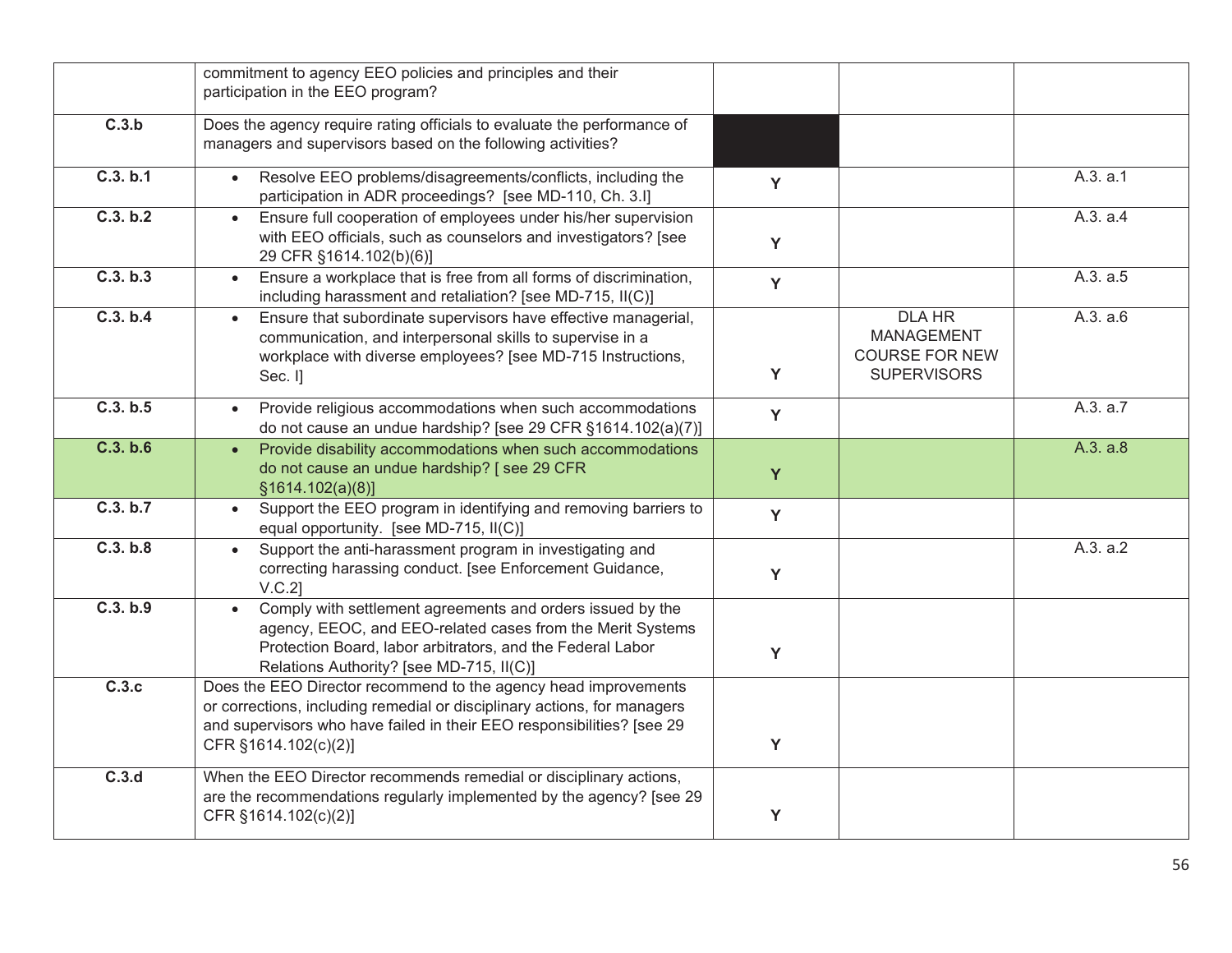| | | | | |
|---|---|---|---|---|
| | commitment to agency EEO policies and principles and their participation in the EEO program? | | | |
| **C.3.b** | Does the agency require rating officials to evaluate the performance of managers and supervisors based on the following activities? | | | |
| **C.3. b.1** | • Resolve EEO problems/disagreements/conflicts, including the participation in ADR proceedings? [see MD-110, Ch. 3.I] | Y | | A.3. a.1 |
| **C.3. b.2** | • Ensure full cooperation of employees under his/her supervision with EEO officials, such as counselors and investigators? [see 29 CFR §1614.102(b)(6)] | Y | | A.3. a.4 |
| **C.3. b.3** | • Ensure a workplace that is free from all forms of discrimination, including harassment and retaliation? [see MD-715, II(C)] | Y | | A.3. a.5 |
| **C.3. b.4** | • Ensure that subordinate supervisors have effective managerial, communication, and interpersonal skills to supervise in a workplace with diverse employees? [see MD-715 Instructions, Sec. I] | Y | DLA HR MANAGEMENT COURSE FOR NEW SUPERVISORS | A.3. a.6 |
| **C.3. b.5** | • Provide religious accommodations when such accommodations do not cause an undue hardship? [see 29 CFR §1614.102(a)(7)] | Y | | A.3. a.7 |
| **C.3. b.6** | • Provide disability accommodations when such accommodations do not cause an undue hardship? [ see 29 CFR §1614.102(a)(8)] | Y | | A.3. a.8 |
| **C.3. b.7** | • Support the EEO program in identifying and removing barriers to equal opportunity. [see MD-715, II(C)] | Y | | |
| **C.3. b.8** | • Support the anti-harassment program in investigating and correcting harassing conduct. [see Enforcement Guidance, V.C.2] | Y | | A.3. a.2 |
| **C.3. b.9** | • Comply with settlement agreements and orders issued by the agency, EEOC, and EEO-related cases from the Merit Systems Protection Board, labor arbitrators, and the Federal Labor Relations Authority? [see MD-715, II(C)] | Y | | |
| **C.3.c** | Does the EEO Director recommend to the agency head improvements or corrections, including remedial or disciplinary actions, for managers and supervisors who have failed in their EEO responsibilities? [see 29 CFR §1614.102(c)(2)] | Y | | |
| **C.3.d** | When the EEO Director recommends remedial or disciplinary actions, are the recommendations regularly implemented by the agency? [see 29 CFR §1614.102(c)(2)] | Y | | |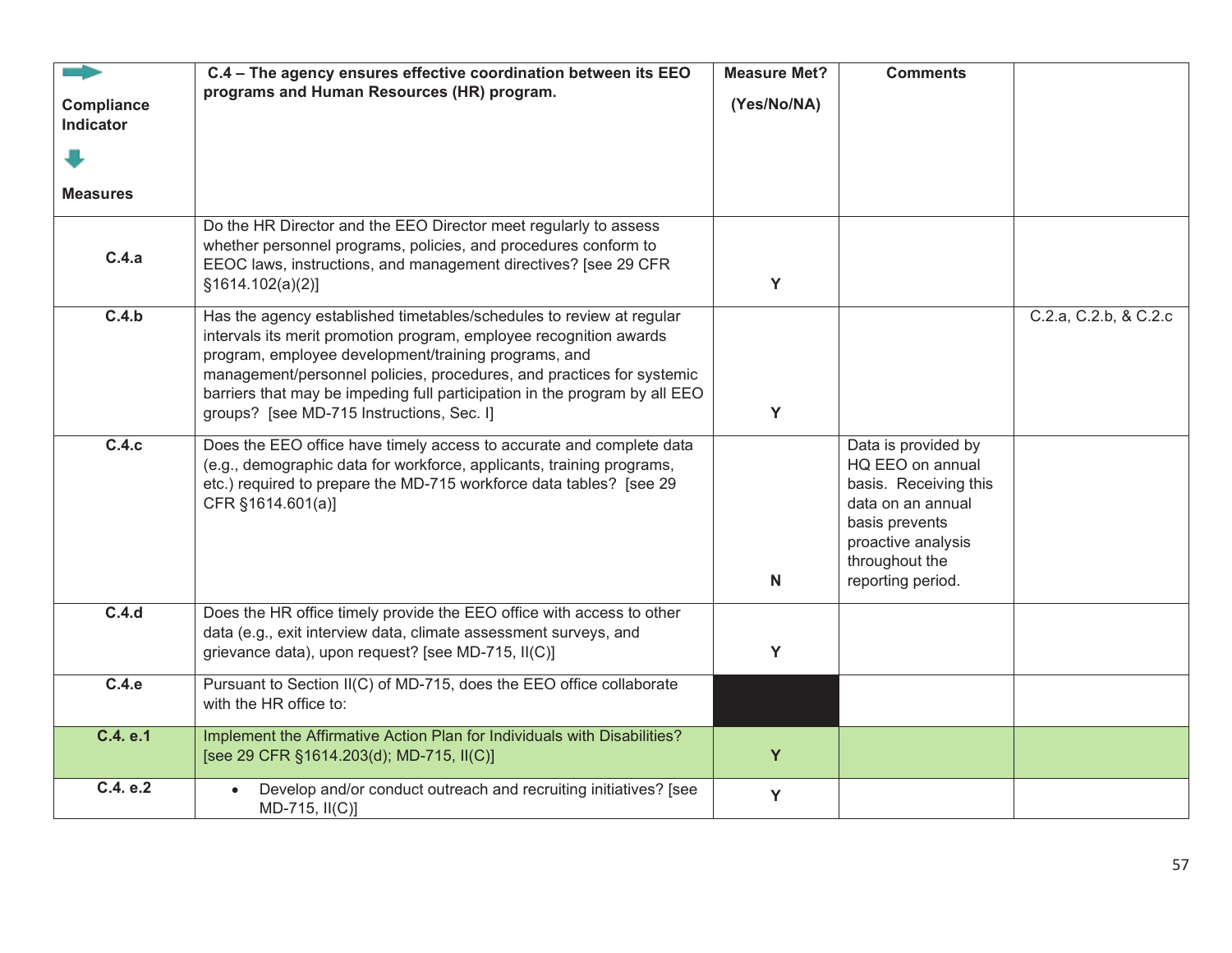| Compliance Indicator / Measures | C.4 – The agency ensures effective coordination between its EEO programs and Human Resources (HR) program. | Measure Met? (Yes/No/NA) | Comments | |
|---|---|---|---|---|
| C.4.a | Do the HR Director and the EEO Director meet regularly to assess whether personnel programs, policies, and procedures conform to EEOC laws, instructions, and management directives? [see 29 CFR §1614.102(a)(2)] | Y | | |
| C.4.b | Has the agency established timetables/schedules to review at regular intervals its merit promotion program, employee recognition awards program, employee development/training programs, and management/personnel policies, procedures, and practices for systemic barriers that may be impeding full participation in the program by all EEO groups? [see MD-715 Instructions, Sec. I] | Y | | C.2.a, C.2.b, & C.2.c |
| C.4.c | Does the EEO office have timely access to accurate and complete data (e.g., demographic data for workforce, applicants, training programs, etc.) required to prepare the MD-715 workforce data tables? [see 29 CFR §1614.601(a)] | N | Data is provided by HQ EEO on annual basis. Receiving this data on an annual basis prevents proactive analysis throughout the reporting period. | |
| C.4.d | Does the HR office timely provide the EEO office with access to other data (e.g., exit interview data, climate assessment surveys, and grievance data), upon request? [see MD-715, II(C)] | Y | | |
| C.4.e | Pursuant to Section II(C) of MD-715, does the EEO office collaborate with the HR office to: | | | |
| C.4. e.1 | Implement the Affirmative Action Plan for Individuals with Disabilities? [see 29 CFR §1614.203(d); MD-715, II(C)] | Y | | |
| C.4. e.2 | • Develop and/or conduct outreach and recruiting initiatives? [see MD-715, II(C)] | Y | | |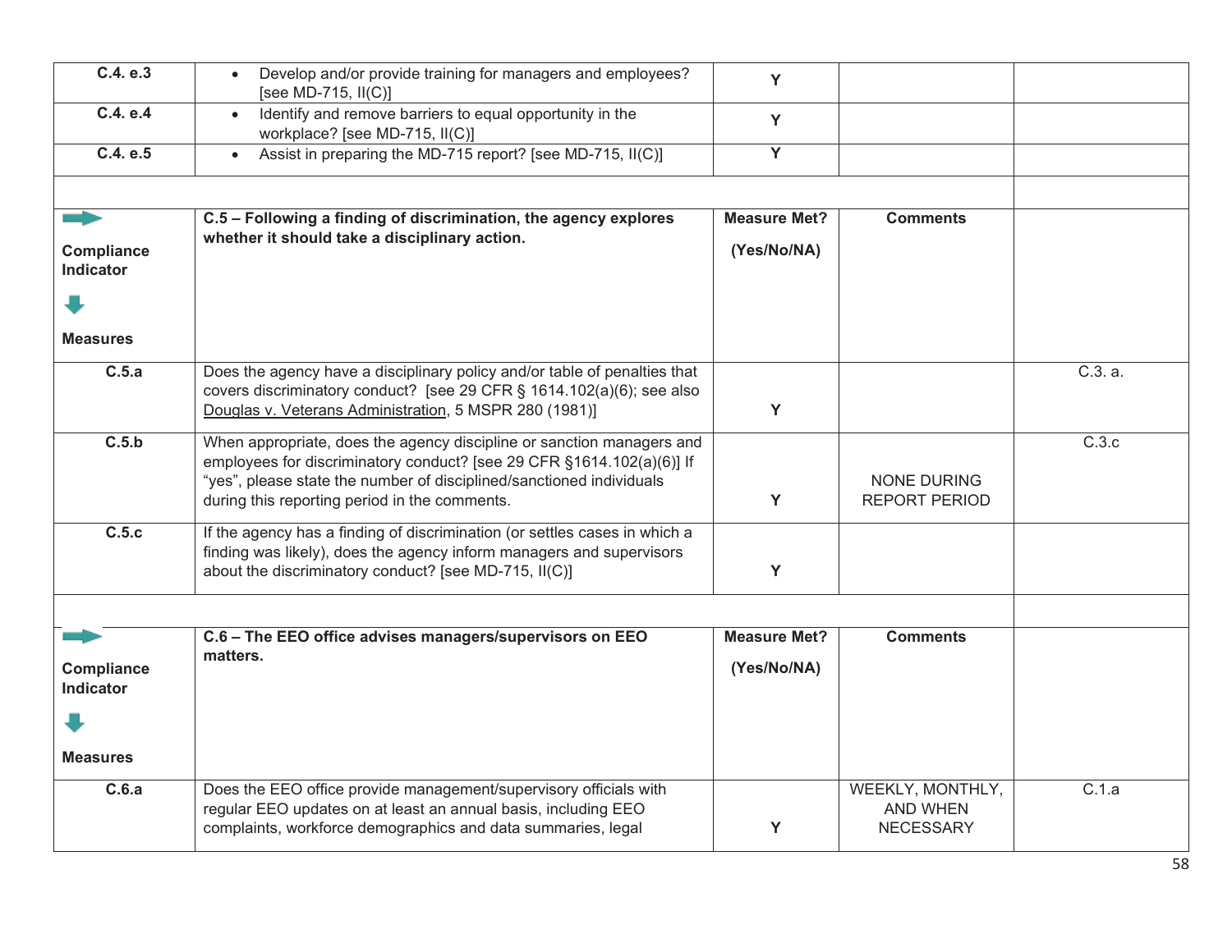| | | | | |
|---|---|---|---|---|
| C.4. e.3 | • Develop and/or provide training for managers and employees? [see MD-715, II(C)] | Y | | |
| C.4. e.4 | • Identify and remove barriers to equal opportunity in the workplace? [see MD-715, II(C)] | Y | | |
| C.4. e.5 | • Assist in preparing the MD-715 report? [see MD-715, II(C)] | Y | | |
| | | | | |
| **Compliance Indicator** ↓ **Measures** | **C.5 – Following a finding of discrimination, the agency explores whether it should take a disciplinary action.** | **Measure Met? (Yes/No/NA)** | **Comments** | |
| **C.5.a** | Does the agency have a disciplinary policy and/or table of penalties that covers discriminatory conduct? [see 29 CFR § 1614.102(a)(6); see also Douglas v. Veterans Administration, 5 MSPR 280 (1981)] | Y | | C.3. a. |
| **C.5.b** | When appropriate, does the agency discipline or sanction managers and employees for discriminatory conduct? [see 29 CFR §1614.102(a)(6)] If "yes", please state the number of disciplined/sanctioned individuals during this reporting period in the comments. | Y | NONE DURING REPORT PERIOD | C.3.c |
| **C.5.c** | If the agency has a finding of discrimination (or settles cases in which a finding was likely), does the agency inform managers and supervisors about the discriminatory conduct? [see MD-715, II(C)] | Y | | |
| | | | | |
| **Compliance Indicator** ↓ **Measures** | **C.6 – The EEO office advises managers/supervisors on EEO matters.** | **Measure Met? (Yes/No/NA)** | **Comments** | |
| **C.6.a** | Does the EEO office provide management/supervisory officials with regular EEO updates on at least an annual basis, including EEO complaints, workforce demographics and data summaries, legal | Y | WEEKLY, MONTHLY, AND WHEN NECESSARY | C.1.a |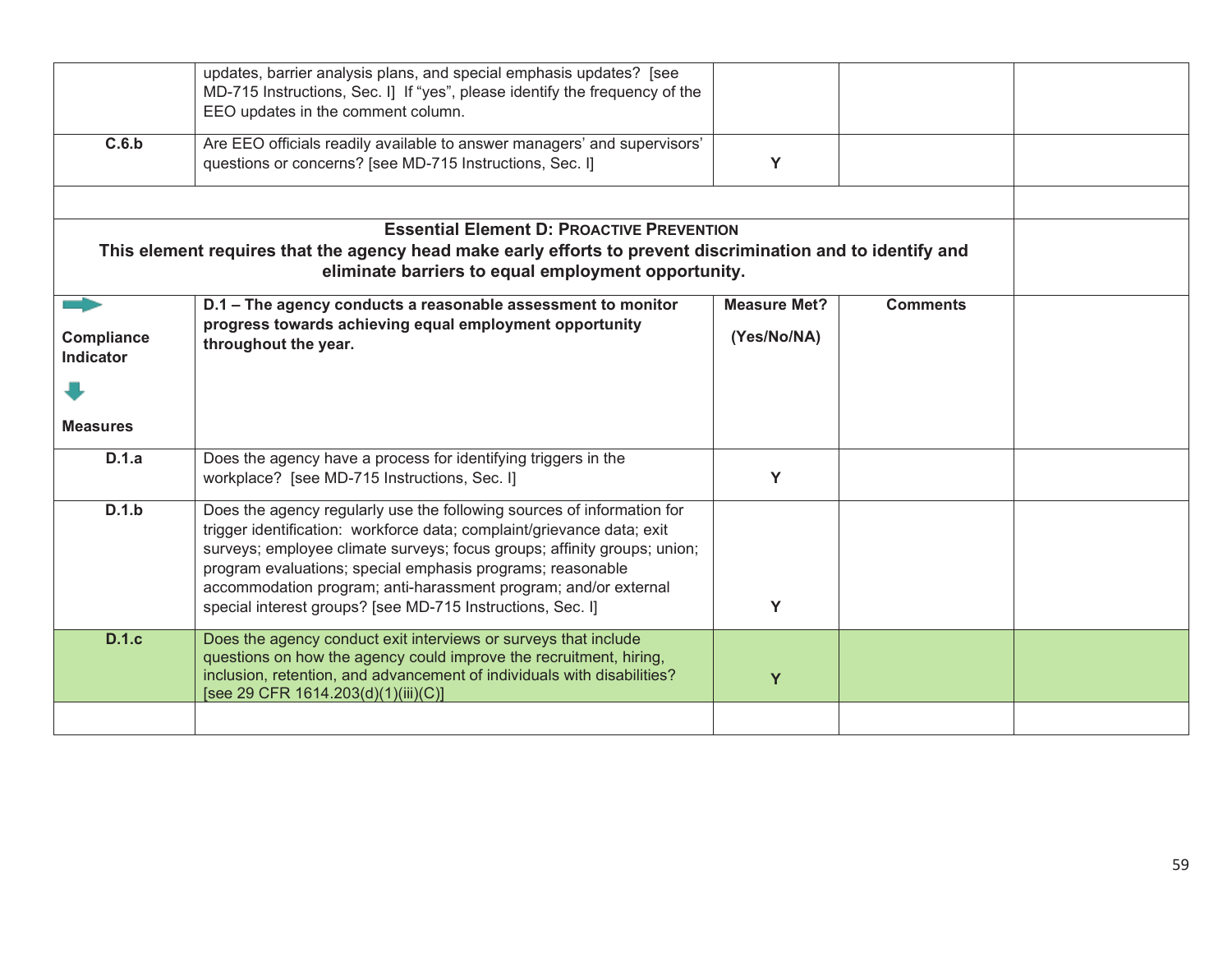|  | updates, barrier analysis plans, and special emphasis updates? [see MD-715 Instructions, Sec. I] If "yes", please identify the frequency of the EEO updates in the comment column. |  |  |  |
|---|---|---|---|---|
| **C.6.b** | Are EEO officials readily available to answer managers' and supervisors' questions or concerns? [see MD-715 Instructions, Sec. I] | **Y** |  |  |
|  |  |  |  |  |
| **Essential Element D: PROACTIVE PREVENTION** **This element requires that the agency head make early efforts to prevent discrimination and to identify and eliminate barriers to equal employment opportunity.** |  |  |  |  |
| **Compliance Indicator** ↓ **Measures** | **D.1 – The agency conducts a reasonable assessment to monitor progress towards achieving equal employment opportunity throughout the year.** | **Measure Met? (Yes/No/NA)** | **Comments** |  |
| **D.1.a** | Does the agency have a process for identifying triggers in the workplace? [see MD-715 Instructions, Sec. I] | **Y** |  |  |
| **D.1.b** | Does the agency regularly use the following sources of information for trigger identification: workforce data; complaint/grievance data; exit surveys; employee climate surveys; focus groups; affinity groups; union; program evaluations; special emphasis programs; reasonable accommodation program; anti-harassment program; and/or external special interest groups? [see MD-715 Instructions, Sec. I] | **Y** |  |  |
| **D.1.c** | Does the agency conduct exit interviews or surveys that include questions on how the agency could improve the recruitment, hiring, inclusion, retention, and advancement of individuals with disabilities? [see 29 CFR 1614.203(d)(1)(iii)(C)] | **Y** |  |  |
|  |  |  |  |  |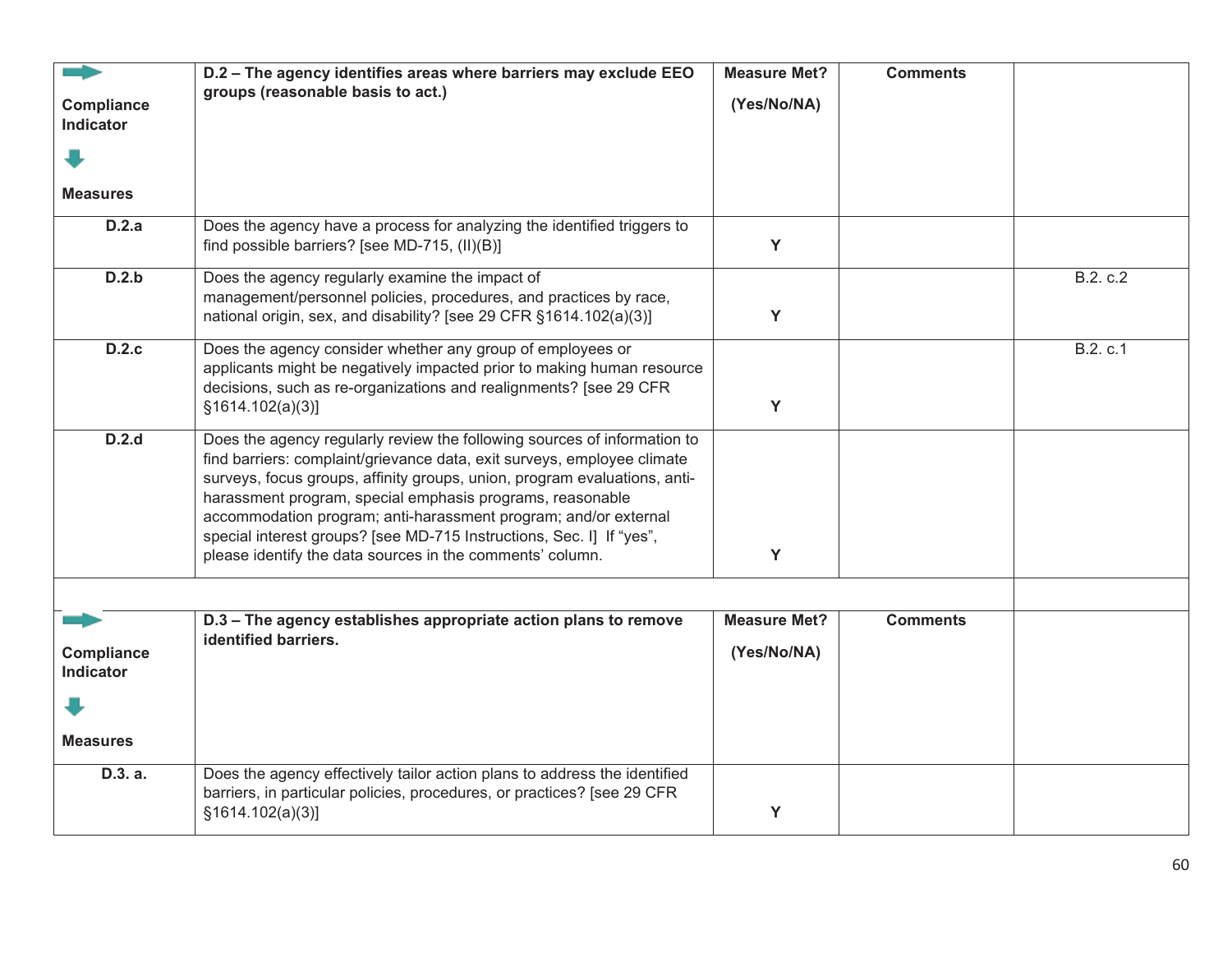| Compliance Indicator / Measures | D.2 – The agency identifies areas where barriers may exclude EEO groups (reasonable basis to act.) | Measure Met? (Yes/No/NA) | Comments | |
|---|---|---|---|---|
| D.2.a | Does the agency have a process for analyzing the identified triggers to find possible barriers? [see MD-715, (II)(B)] | Y | | |
| D.2.b | Does the agency regularly examine the impact of management/personnel policies, procedures, and practices by race, national origin, sex, and disability? [see 29 CFR §1614.102(a)(3)] | Y | | B.2. c.2 |
| D.2.c | Does the agency consider whether any group of employees or applicants might be negatively impacted prior to making human resource decisions, such as re-organizations and realignments? [see 29 CFR §1614.102(a)(3)] | Y | | B.2. c.1 |
| D.2.d | Does the agency regularly review the following sources of information to find barriers: complaint/grievance data, exit surveys, employee climate surveys, focus groups, affinity groups, union, program evaluations, anti-harassment program, special emphasis programs, reasonable accommodation program; anti-harassment program; and/or external special interest groups? [see MD-715 Instructions, Sec. I] If "yes", please identify the data sources in the comments' column. | Y | | |

| Compliance Indicator / Measures | D.3 – The agency establishes appropriate action plans to remove identified barriers. | Measure Met? (Yes/No/NA) | Comments | |
|---|---|---|---|---|
| D.3. a. | Does the agency effectively tailor action plans to address the identified barriers, in particular policies, procedures, or practices? [see 29 CFR §1614.102(a)(3)] | Y | | |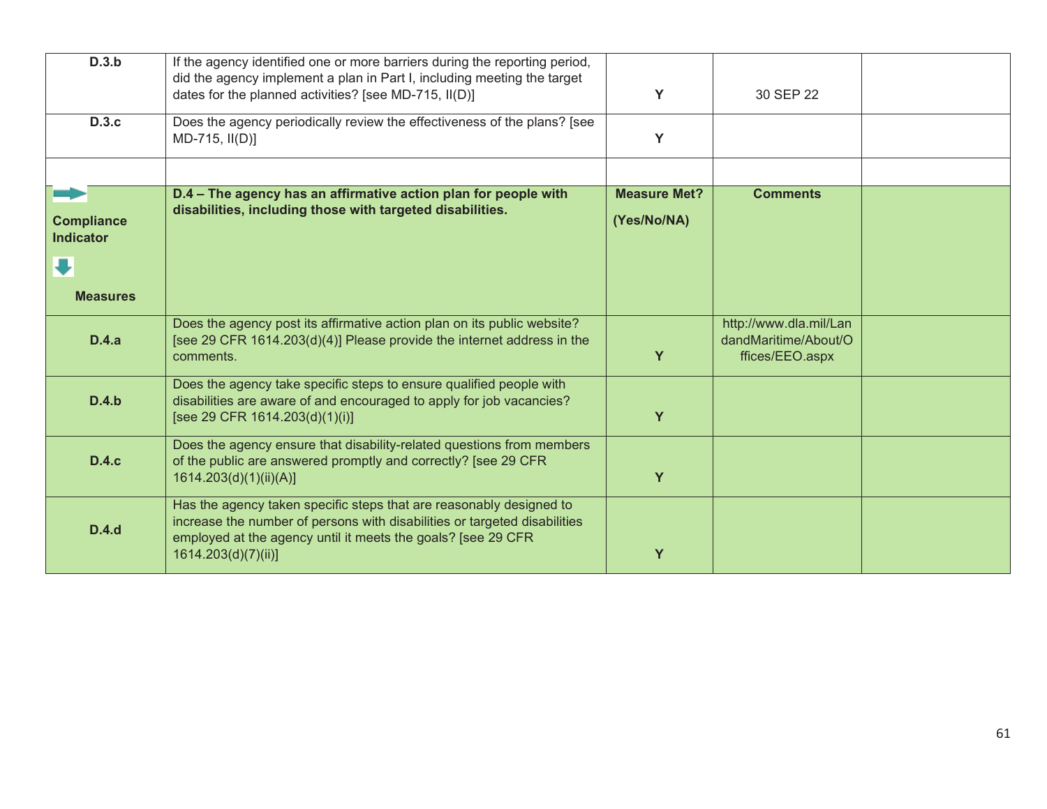| | | | | |
|---|---|---|---|---|
| **D.3.b** | If the agency identified one or more barriers during the reporting period, did the agency implement a plan in Part I, including meeting the target dates for the planned activities? [see MD-715, II(D)] | **Y** | 30 SEP 22 | |
| **D.3.c** | Does the agency periodically review the effectiveness of the plans? [see MD-715, II(D)] | **Y** | | |
| | | | | |
| **Compliance Indicator** **Measures** | **D.4 – The agency has an affirmative action plan for people with disabilities, including those with targeted disabilities.** | **Measure Met? (Yes/No/NA)** | **Comments** | |
| **D.4.a** | Does the agency post its affirmative action plan on its public website? [see 29 CFR 1614.203(d)(4)] Please provide the internet address in the comments. | **Y** | http://www.dla.mil/LandandMaritime/About/Offices/EEO.aspx | |
| **D.4.b** | Does the agency take specific steps to ensure qualified people with disabilities are aware of and encouraged to apply for job vacancies? [see 29 CFR 1614.203(d)(1)(i)] | **Y** | | |
| **D.4.c** | Does the agency ensure that disability-related questions from members of the public are answered promptly and correctly? [see 29 CFR 1614.203(d)(1)(ii)(A)] | **Y** | | |
| **D.4.d** | Has the agency taken specific steps that are reasonably designed to increase the number of persons with disabilities or targeted disabilities employed at the agency until it meets the goals? [see 29 CFR 1614.203(d)(7)(ii)] | **Y** | | |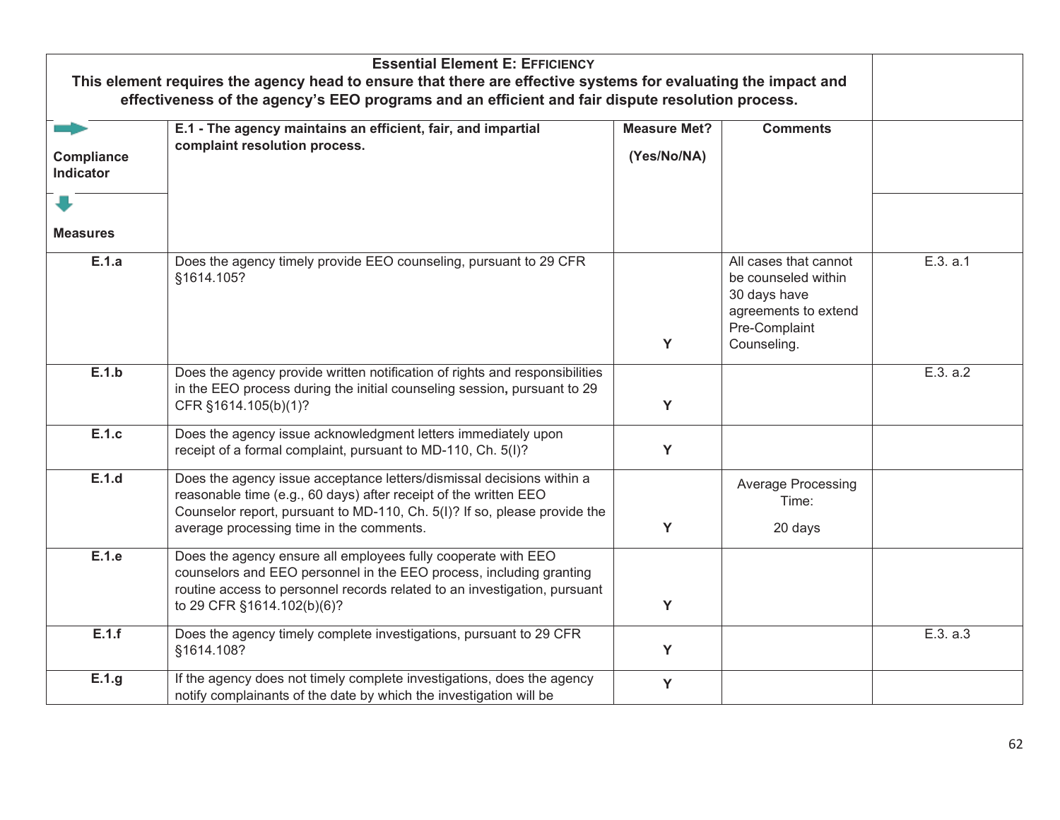| Essential Element E: EFFICIENCY<br>This element requires the agency head to ensure that there are effective systems for evaluating the impact and effectiveness of the agency's EEO programs and an efficient and fair dispute resolution process. | | | | |
|---|---|---|---|---|
| Compliance Indicator<br><br>Measures | E.1 - The agency maintains an efficient, fair, and impartial complaint resolution process. | Measure Met?<br>(Yes/No/NA) | Comments | |
| E.1.a | Does the agency timely provide EEO counseling, pursuant to 29 CFR §1614.105? | Y | All cases that cannot be counseled within 30 days have agreements to extend Pre-Complaint Counseling. | E.3. a.1 |
| E.1.b | Does the agency provide written notification of rights and responsibilities in the EEO process during the initial counseling session, pursuant to 29 CFR §1614.105(b)(1)? | Y | | E.3. a.2 |
| E.1.c | Does the agency issue acknowledgment letters immediately upon receipt of a formal complaint, pursuant to MD-110, Ch. 5(I)? | Y | | |
| E.1.d | Does the agency issue acceptance letters/dismissal decisions within a reasonable time (e.g., 60 days) after receipt of the written EEO Counselor report, pursuant to MD-110, Ch. 5(I)? If so, please provide the average processing time in the comments. | Y | Average Processing Time:<br>20 days | |
| E.1.e | Does the agency ensure all employees fully cooperate with EEO counselors and EEO personnel in the EEO process, including granting routine access to personnel records related to an investigation, pursuant to 29 CFR §1614.102(b)(6)? | Y | | |
| E.1.f | Does the agency timely complete investigations, pursuant to 29 CFR §1614.108? | Y | | E.3. a.3 |
| E.1.g | If the agency does not timely complete investigations, does the agency notify complainants of the date by which the investigation will be | Y | | |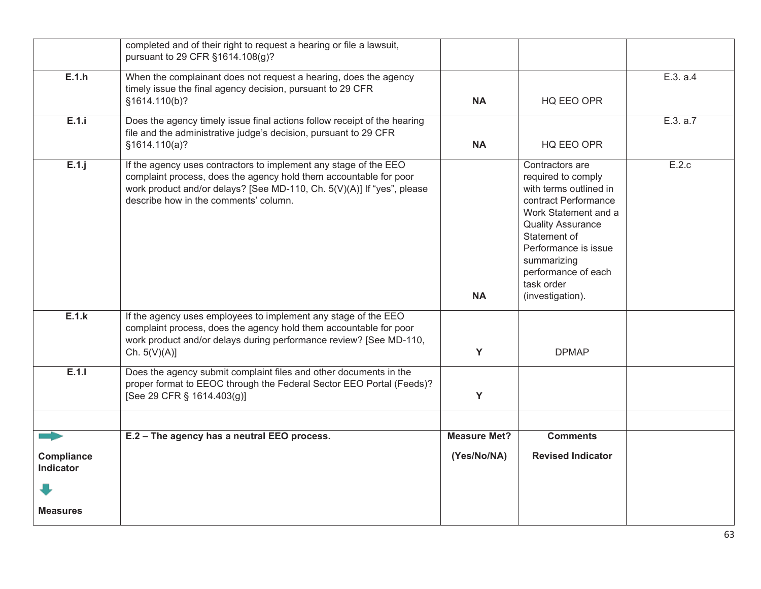| | | | | |
|---|---|---|---|---|
| | completed and of their right to request a hearing or file a lawsuit, pursuant to 29 CFR §1614.108(g)? | | | |
| **E.1.h** | When the complainant does not request a hearing, does the agency timely issue the final agency decision, pursuant to 29 CFR §1614.110(b)? | **NA** | HQ EEO OPR | E.3. a.4 |
| **E.1.i** | Does the agency timely issue final actions follow receipt of the hearing file and the administrative judge's decision, pursuant to 29 CFR §1614.110(a)? | **NA** | HQ EEO OPR | E.3. a.7 |
| **E.1.j** | If the agency uses contractors to implement any stage of the EEO complaint process, does the agency hold them accountable for poor work product and/or delays? [See MD-110, Ch. 5(V)(A)] If "yes", please describe how in the comments' column. | **NA** | Contractors are required to comply with terms outlined in contract Performance Work Statement and a Quality Assurance Statement of Performance is issue summarizing performance of each task order (investigation). | E.2.c |
| **E.1.k** | If the agency uses employees to implement any stage of the EEO complaint process, does the agency hold them accountable for poor work product and/or delays during performance review? [See MD-110, Ch. 5(V)(A)] | **Y** | DPMAP | |
| **E.1.l** | Does the agency submit complaint files and other documents in the proper format to EEOC through the Federal Sector EEO Portal (Feeds)? [See 29 CFR § 1614.403(g)] | **Y** | | |
| | | | | |
| **Compliance Indicator** <br> **Measures** | **E.2 – The agency has a neutral EEO process.** | **Measure Met?** <br> **(Yes/No/NA)** | **Comments** <br> **Revised Indicator** | |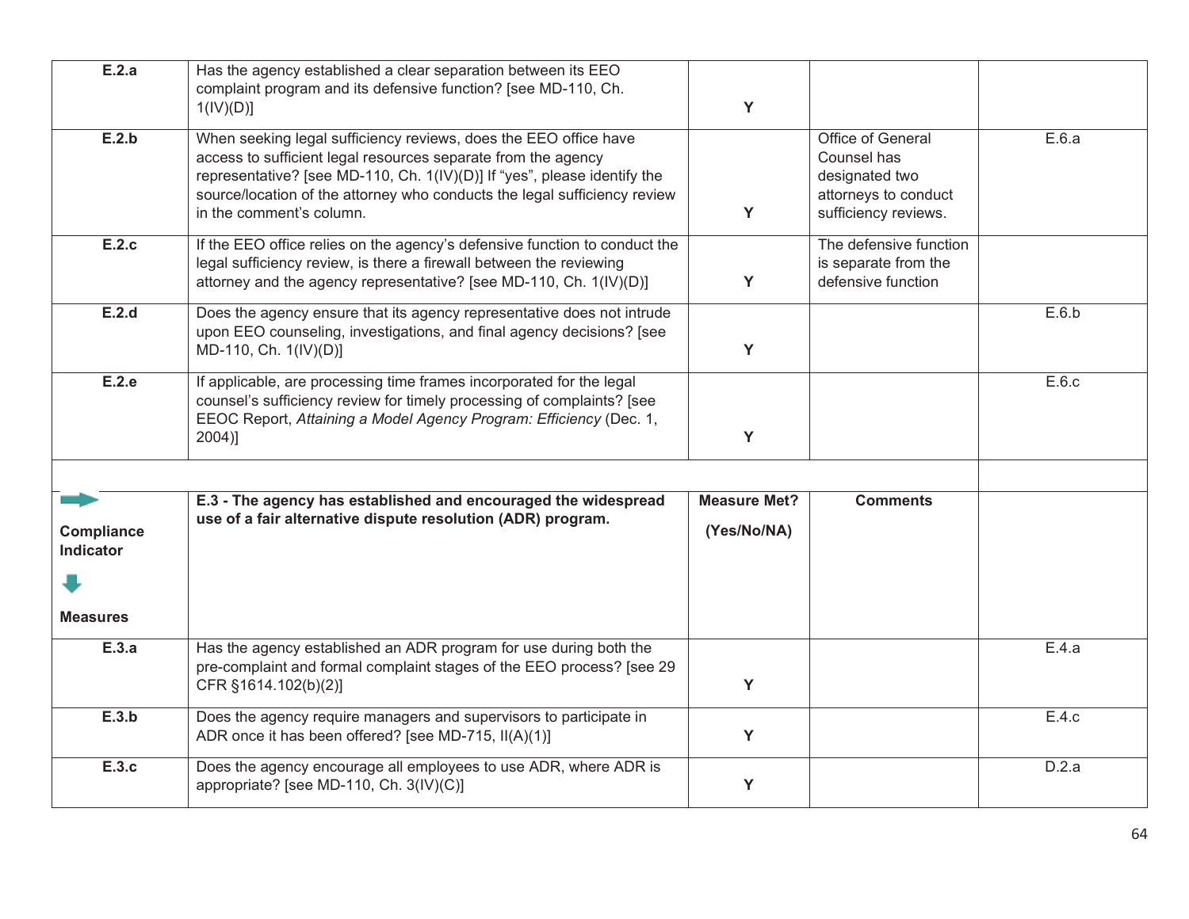| | | | | |
|---|---|---|---|---|
| **E.2.a** | Has the agency established a clear separation between its EEO complaint program and its defensive function? [see MD-110, Ch. 1(IV)(D)] | **Y** | | |
| **E.2.b** | When seeking legal sufficiency reviews, does the EEO office have access to sufficient legal resources separate from the agency representative? [see MD-110, Ch. 1(IV)(D)] If "yes", please identify the source/location of the attorney who conducts the legal sufficiency review in the comment's column. | **Y** | Office of General Counsel has designated two attorneys to conduct sufficiency reviews. | E.6.a |
| **E.2.c** | If the EEO office relies on the agency's defensive function to conduct the legal sufficiency review, is there a firewall between the reviewing attorney and the agency representative? [see MD-110, Ch. 1(IV)(D)] | **Y** | The defensive function is separate from the defensive function | |
| **E.2.d** | Does the agency ensure that its agency representative does not intrude upon EEO counseling, investigations, and final agency decisions? [see MD-110, Ch. 1(IV)(D)] | **Y** | | E.6.b |
| **E.2.e** | If applicable, are processing time frames incorporated for the legal counsel's sufficiency review for timely processing of complaints? [see EEOC Report, *Attaining a Model Agency Program: Efficiency* (Dec. 1, 2004)] | **Y** | | E.6.c |
| | | | | |
| **Compliance Indicator** / **Measures** | **E.3 - The agency has established and encouraged the widespread use of a fair alternative dispute resolution (ADR) program.** | **Measure Met? (Yes/No/NA)** | **Comments** | |
| **E.3.a** | Has the agency established an ADR program for use during both the pre-complaint and formal complaint stages of the EEO process? [see 29 CFR §1614.102(b)(2)] | **Y** | | E.4.a |
| **E.3.b** | Does the agency require managers and supervisors to participate in ADR once it has been offered? [see MD-715, II(A)(1)] | **Y** | | E.4.c |
| **E.3.c** | Does the agency encourage all employees to use ADR, where ADR is appropriate? [see MD-110, Ch. 3(IV)(C)] | **Y** | | D.2.a |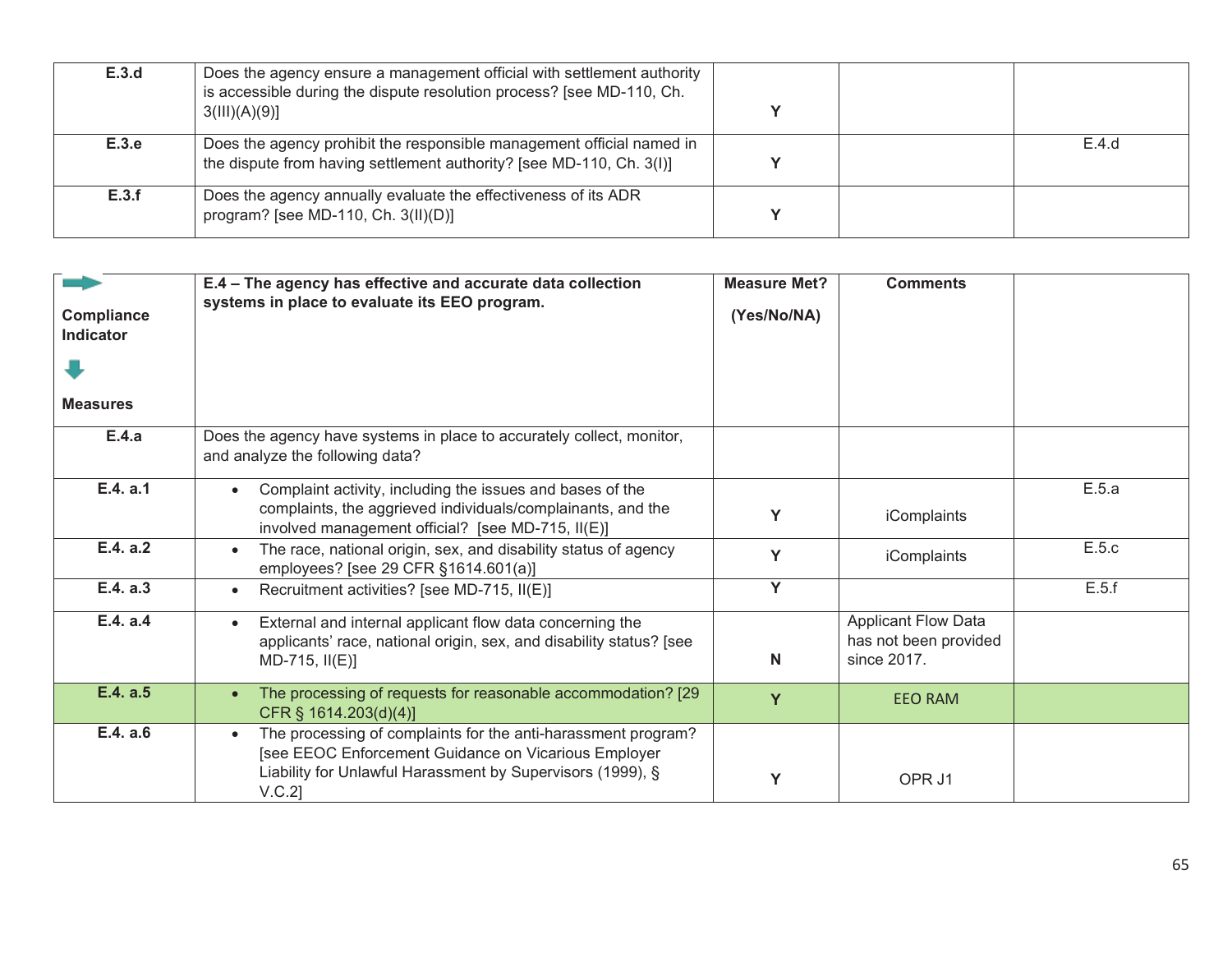| E.3.d | Does the agency ensure a management official with settlement authority is accessible during the dispute resolution process? [see MD-110, Ch. 3(III)(A)(9)] | Y | | |
|---|---|---|---|---|
| E.3.e | Does the agency prohibit the responsible management official named in the dispute from having settlement authority? [see MD-110, Ch. 3(I)] | Y | | E.4.d |
| E.3.f | Does the agency annually evaluate the effectiveness of its ADR program? [see MD-110, Ch. 3(II)(D)] | Y | | |

| Compliance Indicator / Measures | E.4 – The agency has effective and accurate data collection systems in place to evaluate its EEO program. | Measure Met? (Yes/No/NA) | Comments | |
|---|---|---|---|---|
| E.4.a | Does the agency have systems in place to accurately collect, monitor, and analyze the following data? | | | |
| E.4. a.1 | • Complaint activity, including the issues and bases of the complaints, the aggrieved individuals/complainants, and the involved management official? [see MD-715, II(E)] | Y | iComplaints | E.5.a |
| E.4. a.2 | • The race, national origin, sex, and disability status of agency employees? [see 29 CFR §1614.601(a)] | Y | iComplaints | E.5.c |
| E.4. a.3 | • Recruitment activities? [see MD-715, II(E)] | Y | | E.5.f |
| E.4. a.4 | • External and internal applicant flow data concerning the applicants' race, national origin, sex, and disability status? [see MD-715, II(E)] | N | Applicant Flow Data has not been provided since 2017. | |
| E.4. a.5 | • The processing of requests for reasonable accommodation? [29 CFR § 1614.203(d)(4)] | Y | EEO RAM | |
| E.4. a.6 | • The processing of complaints for the anti-harassment program? [see EEOC Enforcement Guidance on Vicarious Employer Liability for Unlawful Harassment by Supervisors (1999), § V.C.2] | Y | OPR J1 | |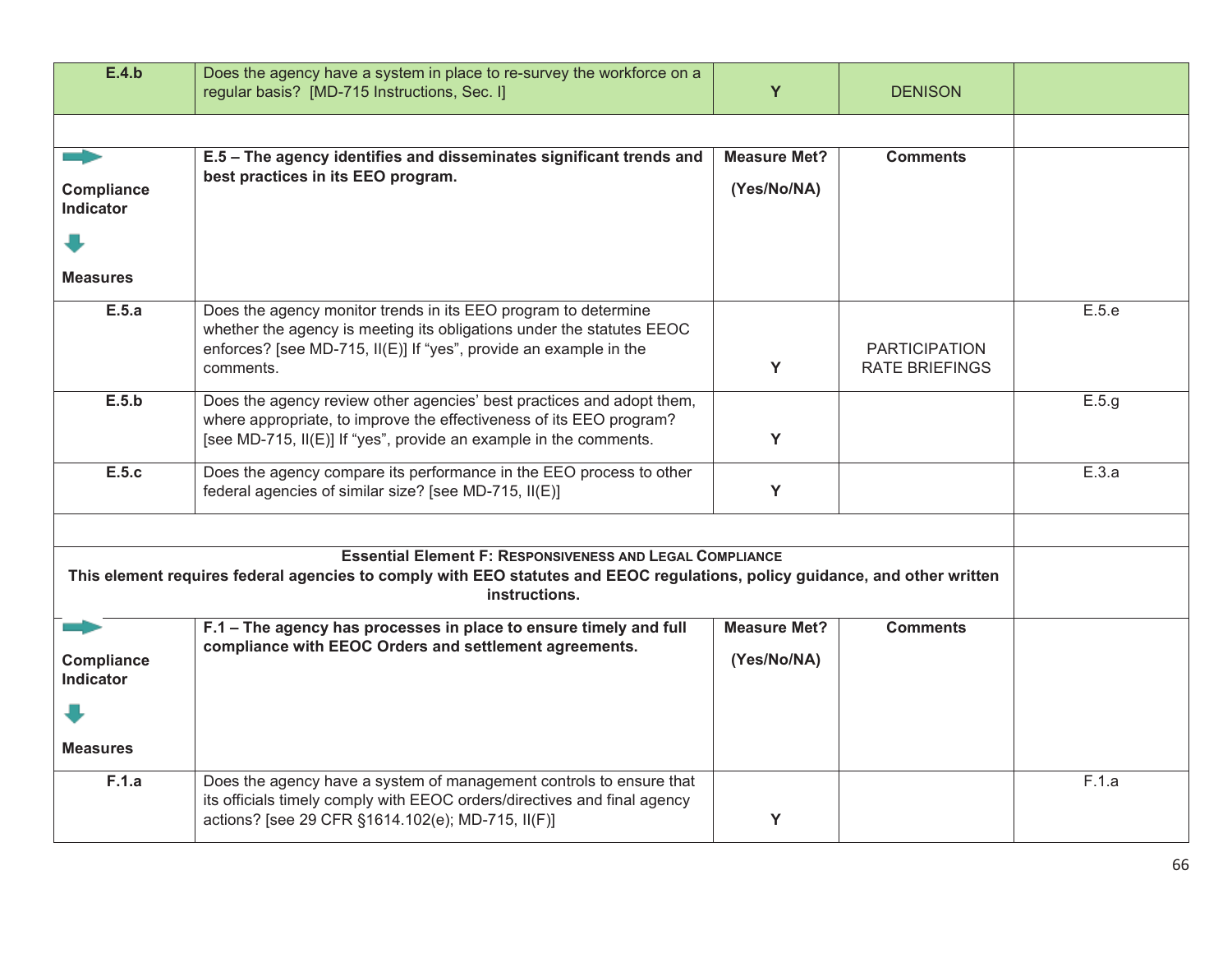| E.4.b | Does the agency have a system in place to re-survey the workforce on a regular basis? [MD-715 Instructions, Sec. I] | Y | DENISON | |
|---|---|---|---|---|
| | | | | |
| Compliance Indicator<br><br>Measures | **E.5 – The agency identifies and disseminates significant trends and best practices in its EEO program.** | **Measure Met?**<br><br>**(Yes/No/NA)** | **Comments** | |
| **E.5.a** | Does the agency monitor trends in its EEO program to determine whether the agency is meeting its obligations under the statutes EEOC enforces? [see MD-715, II(E)] If "yes", provide an example in the comments. | Y | PARTICIPATION RATE BRIEFINGS | E.5.e |
| **E.5.b** | Does the agency review other agencies' best practices and adopt them, where appropriate, to improve the effectiveness of its EEO program? [see MD-715, II(E)] If "yes", provide an example in the comments. | Y | | E.5.g |
| **E.5.c** | Does the agency compare its performance in the EEO process to other federal agencies of similar size? [see MD-715, II(E)] | Y | | E.3.a |
| | | | | |
| **Essential Element F: Responsiveness and Legal Compliance**<br>**This element requires federal agencies to comply with EEO statutes and EEOC regulations, policy guidance, and other written instructions.** | | | | |
| Compliance Indicator<br><br>Measures | **F.1 – The agency has processes in place to ensure timely and full compliance with EEOC Orders and settlement agreements.** | **Measure Met?**<br><br>**(Yes/No/NA)** | **Comments** | |
| **F.1.a** | Does the agency have a system of management controls to ensure that its officials timely comply with EEOC orders/directives and final agency actions? [see 29 CFR §1614.102(e); MD-715, II(F)] | Y | | F.1.a |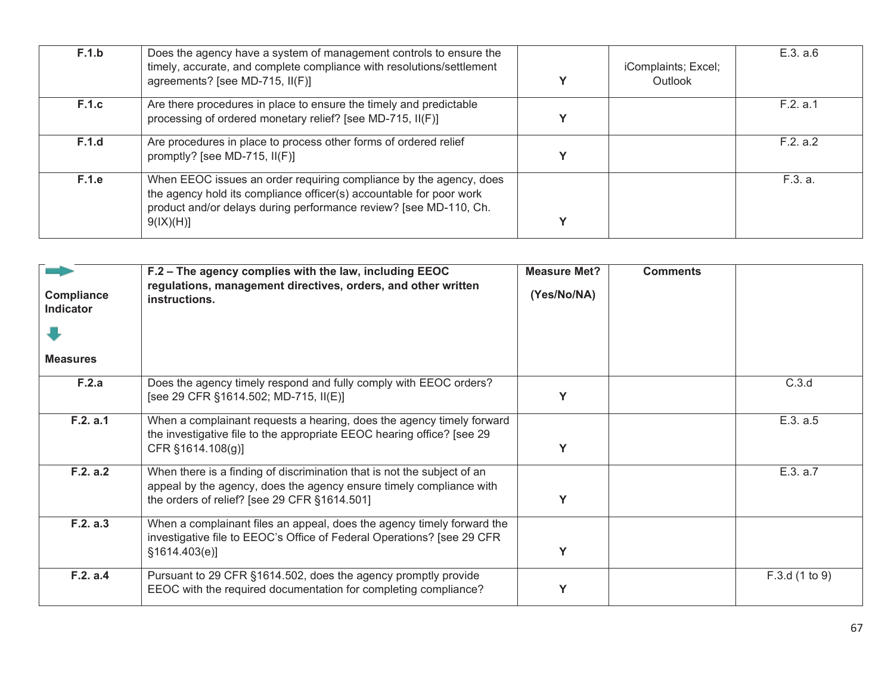| | | | | |
|---|---|---|---|---|
| **F.1.b** | Does the agency have a system of management controls to ensure the timely, accurate, and complete compliance with resolutions/settlement agreements? [see MD-715, II(F)] | **Y** | iComplaints; Excel; Outlook | E.3. a.6 |
| **F.1.c** | Are there procedures in place to ensure the timely and predictable processing of ordered monetary relief? [see MD-715, II(F)] | **Y** | | F.2. a.1 |
| **F.1.d** | Are procedures in place to process other forms of ordered relief promptly? [see MD-715, II(F)] | **Y** | | F.2. a.2 |
| **F.1.e** | When EEOC issues an order requiring compliance by the agency, does the agency hold its compliance officer(s) accountable for poor work product and/or delays during performance review? [see MD-110, Ch. 9(IX)(H)] | **Y** | | F.3. a. |

| **Compliance Indicator** / **Measures** | **F.2 – The agency complies with the law, including EEOC regulations, management directives, orders, and other written instructions.** | **Measure Met? (Yes/No/NA)** | **Comments** | |
|---|---|---|---|---|
| **F.2.a** | Does the agency timely respond and fully comply with EEOC orders? [see 29 CFR §1614.502; MD-715, II(E)] | **Y** | | C.3.d |
| **F.2. a.1** | When a complainant requests a hearing, does the agency timely forward the investigative file to the appropriate EEOC hearing office? [see 29 CFR §1614.108(g)] | **Y** | | E.3. a.5 |
| **F.2. a.2** | When there is a finding of discrimination that is not the subject of an appeal by the agency, does the agency ensure timely compliance with the orders of relief? [see 29 CFR §1614.501] | **Y** | | E.3. a.7 |
| **F.2. a.3** | When a complainant files an appeal, does the agency timely forward the investigative file to EEOC's Office of Federal Operations? [see 29 CFR §1614.403(e)] | **Y** | | |
| **F.2. a.4** | Pursuant to 29 CFR §1614.502, does the agency promptly provide EEOC with the required documentation for completing compliance? | **Y** | | F.3.d (1 to 9) |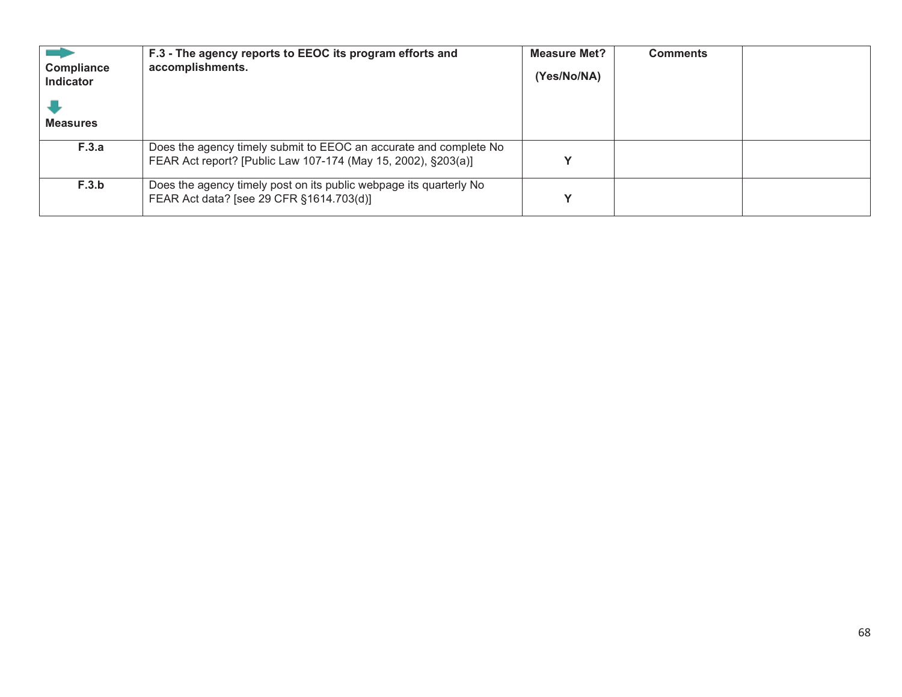| Compliance Indicator<br><br>Measures | F.3 - The agency reports to EEOC its program efforts and accomplishments. | Measure Met? (Yes/No/NA) | Comments | |
|---|---|---|---|---|
| F.3.a | Does the agency timely submit to EEOC an accurate and complete No FEAR Act report? [Public Law 107-174 (May 15, 2002), §203(a)] | Y | | |
| F.3.b | Does the agency timely post on its public webpage its quarterly No FEAR Act data? [see 29 CFR §1614.703(d)] | Y | | |